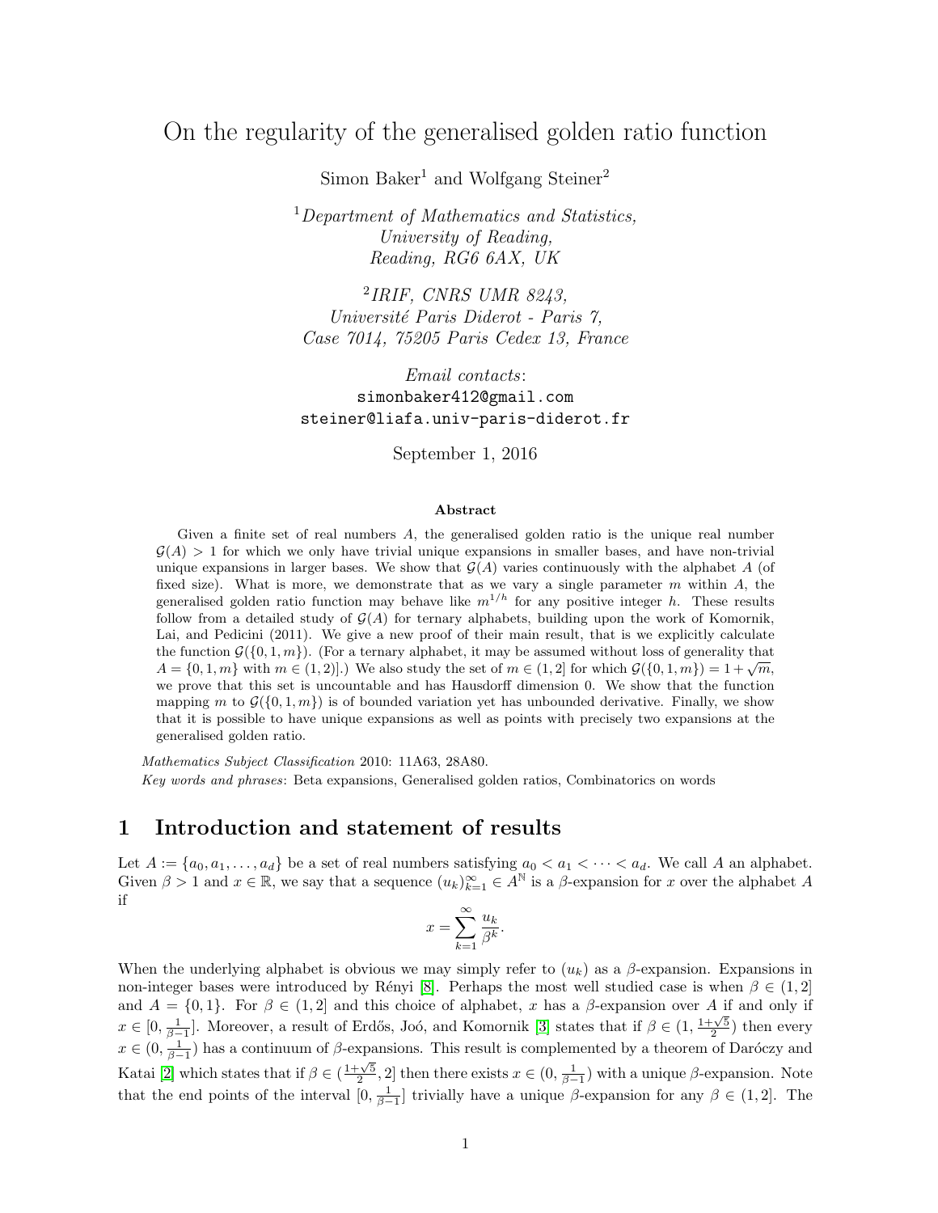# On the regularity of the generalised golden ratio function

Simon Baker[1] and Wolfgang Steiner[2]

[1] *Department of Mathematics and Statistics, University of Reading, Reading, RG6 6AX, UK*

[2] *IRIF, CNRS UMR 8243, Université Paris Diderot - Paris 7, Case 7014, 75205 Paris Cedex 13, France*

*Email contacts*:
`simonbaker412@gmail.com`
`steiner@liafa.univ-paris-diderot.fr`

September 1, 2016

## Abstract

Given a finite set of real numbers $A$, the generalised golden ratio is the unique real number $\mathcal{G}(A) > 1$ for which we only have trivial unique expansions in smaller bases, and have non-trivial unique expansions in larger bases. We show that $\mathcal{G}(A)$ varies continuously with the alphabet $A$ (of fixed size). What is more, we demonstrate that as we vary a single parameter $m$ within $A$, the generalised golden ratio function may behave like $m^{1/h}$ for any positive integer $h$. These results follow from a detailed study of $\mathcal{G}(A)$ for ternary alphabets, building upon the work of Komornik, Lai, and Pedicini (2011). We give a new proof of their main result, that is we explicitly calculate the function $\mathcal{G}(\{0, 1, m\})$. (For a ternary alphabet, it may be assumed without loss of generality that $A = \{0, 1, m\}$ with $m \in (1, 2]$.) We also study the set of $m \in (1, 2]$ for which $\mathcal{G}(\{0, 1, m\}) = 1 + \sqrt{m}$, we prove that this set is uncountable and has Hausdorff dimension 0. We show that the function mapping $m$ to $\mathcal{G}(\{0, 1, m\})$ is of bounded variation yet has unbounded derivative. Finally, we show that it is possible to have unique expansions as well as points with precisely two expansions at the generalised golden ratio.

*Mathematics Subject Classification* 2010: 11A63, 28A80.
*Key words and phrases*: Beta expansions, Generalised golden ratios, Combinatorics on words

## 1 Introduction and statement of results

Let $A := \{a_0, a_1, \dots, a_d\}$ be a set of real numbers satisfying $a_0 < a_1 < \cdots < a_d$. We call $A$ an alphabet. Given $\beta > 1$ and $x \in \mathbb{R}$, we say that a sequence $(u_k)_{k=1}^{\infty} \in A^{\mathbb{N}}$ is a $\beta$-expansion for $x$ over the alphabet $A$ if

$$x = \sum_{k=1}^{\infty} \frac{u_k}{\beta^k}.$$

When the underlying alphabet is obvious we may simply refer to $(u_k)$ as a $\beta$-expansion. Expansions in non-integer bases were introduced by Rényi [8]. Perhaps the most well studied case is when $\beta \in (1, 2]$ and $A = \{0, 1\}$. For $\beta \in (1, 2]$ and this choice of alphabet, $x$ has a $\beta$-expansion over $A$ if and only if $x \in [0, \frac{1}{\beta - 1}]$. Moreover, a result of Erdős, Joó, and Komornik [3] states that if $\beta \in (1, \frac{1+\sqrt{5}}{2})$ then every $x \in (0, \frac{1}{\beta-1})$ has a continuum of $\beta$-expansions. This result is complemented by a theorem of Daróczy and Katai [2] which states that if $\beta \in (\frac{1+\sqrt{5}}{2}, 2]$ then there exists $x \in (0, \frac{1}{\beta-1})$ with a unique $\beta$-expansion. Note that the end points of the interval $[0, \frac{1}{\beta-1}]$ trivially have a unique $\beta$-expansion for any $\beta \in (1, 2]$. The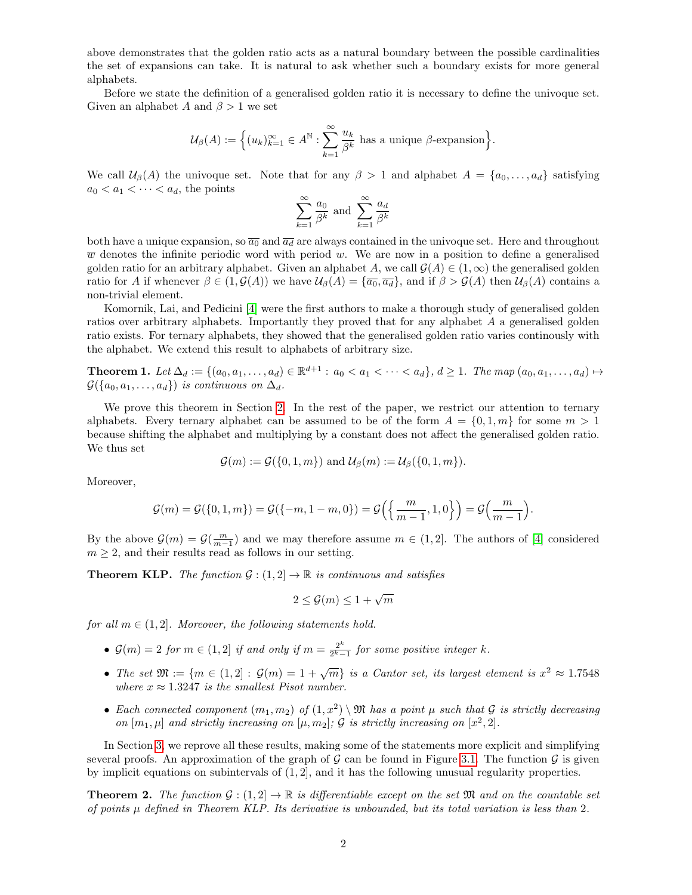above demonstrates that the golden ratio acts as a natural boundary between the possible cardinalities the set of expansions can take. It is natural to ask whether such a boundary exists for more general alphabets.

Before we state the definition of a generalised golden ratio it is necessary to define the univoque set. Given an alphabet $A$ and $\beta > 1$ we set

$$\mathcal{U}_\beta(A) := \Big\{(u_k)_{k=1}^\infty \in A^\mathbb{N} : \sum_{k=1}^{\infty} \frac{u_k}{\beta^k} \text{ has a unique } \beta\text{-expansion}\Big\}.$$

We call $\mathcal{U}_\beta(A)$ the univoque set. Note that for any $\beta > 1$ and alphabet $A = \{a_0, \dots, a_d\}$ satisfying $a_0 < a_1 < \cdots < a_d$, the points

$$\sum_{k=1}^{\infty} \frac{a_0}{\beta^k} \text{ and } \sum_{k=1}^{\infty} \frac{a_d}{\beta^k}$$

both have a unique expansion, so $\overline{a_0}$ and $\overline{a_d}$ are always contained in the univoque set. Here and throughout $\overline{w}$ denotes the infinite periodic word with period $w$. We are now in a position to define a generalised golden ratio for an arbitrary alphabet. Given an alphabet $A$, we call $\mathcal{G}(A) \in (1, \infty)$ the generalised golden ratio for $A$ if whenever $\beta \in (1, \mathcal{G}(A))$ we have $\mathcal{U}_\beta(A) = \{\overline{a_0}, \overline{a_d}\}$, and if $\beta > \mathcal{G}(A)$ then $\mathcal{U}_\beta(A)$ contains a non-trivial element.

Komornik, Lai, and Pedicini [4] were the first authors to make a thorough study of generalised golden ratios over arbitrary alphabets. Importantly they proved that for any alphabet $A$ a generalised golden ratio exists. For ternary alphabets, they showed that the generalised golden ratio varies continously with the alphabet. We extend this result to alphabets of arbitrary size.

**Theorem 1.** *Let $\Delta_d := \{(a_0, a_1, \dots, a_d) \in \mathbb{R}^{d+1} : a_0 < a_1 < \cdots < a_d\}$, $d \geq 1$. The map $(a_0, a_1, \dots, a_d) \mapsto \mathcal{G}(\{a_0, a_1, \dots, a_d\})$ is continuous on $\Delta_d$.*

We prove this theorem in Section 2. In the rest of the paper, we restrict our attention to ternary alphabets. Every ternary alphabet can be assumed to be of the form $A = \{0, 1, m\}$ for some $m > 1$ because shifting the alphabet and multiplying by a constant does not affect the generalised golden ratio. We thus set

$$\mathcal{G}(m) := \mathcal{G}(\{0, 1, m\}) \text{ and } \mathcal{U}_\beta(m) := \mathcal{U}_\beta(\{0, 1, m\}).$$

Moreover,

$$\mathcal{G}(m) = \mathcal{G}(\{0, 1, m\}) = \mathcal{G}(\{-m, 1-m, 0\}) = \mathcal{G}\Big(\Big\{\frac{m}{m-1}, 1, 0\Big\}\Big) = \mathcal{G}\Big(\frac{m}{m-1}\Big).$$

By the above $\mathcal{G}(m) = \mathcal{G}(\frac{m}{m-1})$ and we may therefore assume $m \in (1, 2]$. The authors of [4] considered $m \geq 2$, and their results read as follows in our setting.

**Theorem KLP.** *The function $\mathcal{G} : (1, 2] \to \mathbb{R}$ is continuous and satisfies*

$$2 \leq \mathcal{G}(m) \leq 1 + \sqrt{m}$$

*for all $m \in (1, 2]$. Moreover, the following statements hold.*

- *$\mathcal{G}(m) = 2$ for $m \in (1, 2]$ if and only if $m = \frac{2^k}{2^k - 1}$ for some positive integer $k$.*
- *The set $\mathfrak{M} := \{m \in (1, 2] : \mathcal{G}(m) = 1 + \sqrt{m}\}$ is a Cantor set, its largest element is $x^2 \approx 1.7548$ where $x \approx 1.3247$ is the smallest Pisot number.*
- *Each connected component $(m_1, m_2)$ of $(1, x^2) \setminus \mathfrak{M}$ has a point $\mu$ such that $\mathcal{G}$ is strictly decreasing on $[m_1, \mu]$ and strictly increasing on $[\mu, m_2]$; $\mathcal{G}$ is strictly increasing on $[x^2, 2]$.*

In Section 3, we reprove all these results, making some of the statements more explicit and simplifying several proofs. An approximation of the graph of $\mathcal{G}$ can be found in Figure 3.1. The function $\mathcal{G}$ is given by implicit equations on subintervals of $(1, 2]$, and it has the following unusual regularity properties.

**Theorem 2.** *The function $\mathcal{G} : (1, 2] \to \mathbb{R}$ is differentiable except on the set $\mathfrak{M}$ and on the countable set of points $\mu$ defined in Theorem KLP. Its derivative is unbounded, but its total variation is less than 2.*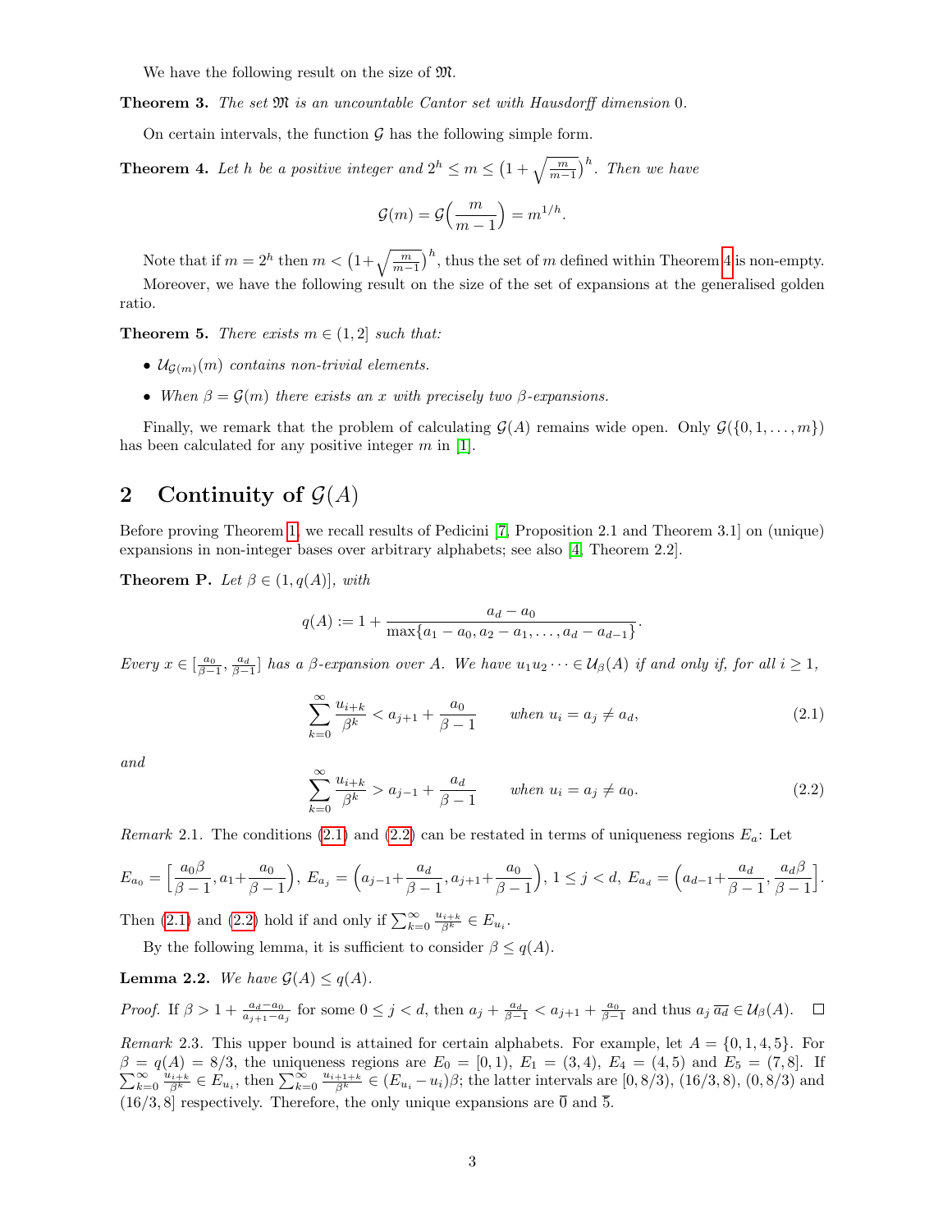We have the following result on the size of $\mathfrak{M}$.

**Theorem 3.** *The set $\mathfrak{M}$ is an uncountable Cantor set with Hausdorff dimension 0.*

On certain intervals, the function $\mathcal{G}$ has the following simple form.

**Theorem 4.** *Let $h$ be a positive integer and $2^h \leq m \leq \left(1+\sqrt{\frac{m}{m-1}}\right)^h$. Then we have*

$$\mathcal{G}(m) = \mathcal{G}\Big(\frac{m}{m-1}\Big) = m^{1/h}.$$

Note that if $m = 2^h$ then $m < \left(1+\sqrt{\frac{m}{m-1}}\right)^h$, thus the set of $m$ defined within Theorem 4 is non-empty.

Moreover, we have the following result on the size of the set of expansions at the generalised golden ratio.

**Theorem 5.** *There exists $m \in (1, 2]$ such that:*

- *$\mathcal{U}_{\mathcal{G}(m)}(m)$ contains non-trivial elements.*
- *When $\beta = \mathcal{G}(m)$ there exists an $x$ with precisely two $\beta$-expansions.*

Finally, we remark that the problem of calculating $\mathcal{G}(A)$ remains wide open. Only $\mathcal{G}(\{0, 1, \dots, m\})$ has been calculated for any positive integer $m$ in [1].

## 2 Continuity of $\mathcal{G}(A)$

Before proving Theorem 1, we recall results of Pedicini [7, Proposition 2.1 and Theorem 3.1] on (unique) expansions in non-integer bases over arbitrary alphabets; see also [4, Theorem 2.2].

**Theorem P.** *Let $\beta \in (1, q(A)]$, with*

$$q(A) := 1 + \frac{a_d - a_0}{\max\{a_1 - a_0, a_2 - a_1, \dots, a_d - a_{d-1}\}}.$$

*Every $x \in [\frac{a_0}{\beta-1}, \frac{a_d}{\beta-1}]$ has a $\beta$-expansion over $A$. We have $u_1 u_2 \cdots \in \mathcal{U}_\beta(A)$ if and only if, for all $i \geq 1$,*

$$\sum_{k=0}^{\infty} \frac{u_{i+k}}{\beta^k} < a_{j+1} + \frac{a_0}{\beta - 1} \qquad \text{when } u_i = a_j \neq a_d, \tag{2.1}$$

*and*

$$\sum_{k=0}^{\infty} \frac{u_{i+k}}{\beta^k} > a_{j-1} + \frac{a_d}{\beta - 1} \qquad \text{when } u_i = a_j \neq a_0. \tag{2.2}$$

*Remark* 2.1. The conditions (2.1) and (2.2) can be restated in terms of uniqueness regions $E_a$: Let

$$E_{a_0} = \Big[\frac{a_0\beta}{\beta-1}, a_1 + \frac{a_0}{\beta-1}\Big),\ E_{a_j} = \Big(a_{j-1} + \frac{a_d}{\beta-1}, a_{j+1} + \frac{a_0}{\beta-1}\Big),\ 1 \leq j < d,\ E_{a_d} = \Big(a_{d-1} + \frac{a_d}{\beta-1}, \frac{a_d\beta}{\beta-1}\Big].$$

Then (2.1) and (2.2) hold if and only if $\sum_{k=0}^{\infty} \frac{u_{i+k}}{\beta^k} \in E_{u_i}$.

By the following lemma, it is sufficient to consider $\beta \leq q(A)$.

**Lemma 2.2.** *We have $\mathcal{G}(A) \leq q(A)$.*

*Proof.* If $\beta > 1 + \frac{a_d - a_0}{a_{j+1} - a_j}$ for some $0 \leq j < d$, then $a_j + \frac{a_d}{\beta-1} < a_{j+1} + \frac{a_0}{\beta-1}$ and thus $a_j\, \overline{a_d} \in \mathcal{U}_\beta(A)$. $\square$

*Remark* 2.3. This upper bound is attained for certain alphabets. For example, let $A = \{0, 1, 4, 5\}$. For $\beta = q(A) = 8/3$, the uniqueness regions are $E_0 = [0, 1)$, $E_1 = (3, 4)$, $E_4 = (4, 5)$ and $E_5 = (7, 8]$. If $\sum_{k=0}^{\infty} \frac{u_{i+k}}{\beta^k} \in E_{u_i}$, then $\sum_{k=0}^{\infty} \frac{u_{i+1+k}}{\beta^k} \in (E_{u_i} - u_i)\beta$; the latter intervals are $[0, 8/3)$, $(16/3, 8)$, $(0, 8/3)$ and $(16/3, 8]$ respectively. Therefore, the only unique expansions are $\overline{0}$ and $\overline{5}$.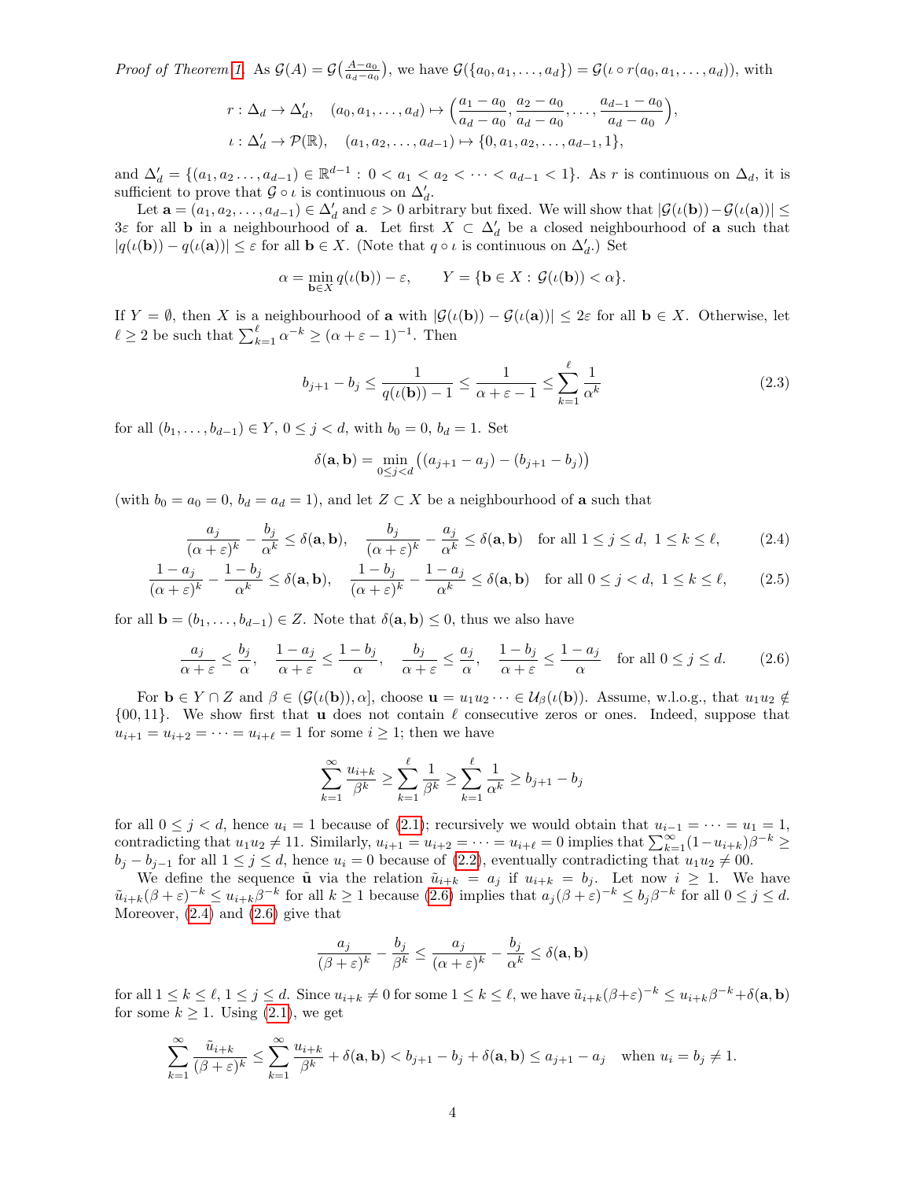*Proof of Theorem 1.* As $\mathcal{G}(A) = \mathcal{G}\big(\frac{A-a_0}{a_d-a_0}\big)$, we have $\mathcal{G}(\{a_0, a_1, \ldots, a_d\}) = \mathcal{G}(\iota \circ r(a_0, a_1, \ldots, a_d))$, with

$$r : \Delta_d \to \Delta_d', \quad (a_0, a_1, \ldots, a_d) \mapsto \Big(\frac{a_1 - a_0}{a_d - a_0}, \frac{a_2 - a_0}{a_d - a_0}, \ldots, \frac{a_{d-1} - a_0}{a_d - a_0}\Big),$$

$$\iota : \Delta_d' \to \mathcal{P}(\mathbb{R}), \quad (a_1, a_2, \ldots, a_{d-1}) \mapsto \{0, a_1, a_2, \ldots, a_{d-1}, 1\},$$

and $\Delta_d' = \{(a_1, a_2 \ldots, a_{d-1}) \in \mathbb{R}^{d-1} : 0 < a_1 < a_2 < \cdots < a_{d-1} < 1\}$. As $r$ is continuous on $\Delta_d$, it is sufficient to prove that $\mathcal{G} \circ \iota$ is continuous on $\Delta_d'$.

Let $\mathbf{a} = (a_1, a_2, \ldots, a_{d-1}) \in \Delta_d'$ and $\varepsilon > 0$ arbitrary but fixed. We will show that $|\mathcal{G}(\iota(\mathbf{b})) - \mathcal{G}(\iota(\mathbf{a}))| \le 3\varepsilon$ for all $\mathbf{b}$ in a neighbourhood of $\mathbf{a}$. Let first $X \subset \Delta_d'$ be a closed neighbourhood of $\mathbf{a}$ such that $|q(\iota(\mathbf{b})) - q(\iota(\mathbf{a}))| \le \varepsilon$ for all $\mathbf{b} \in X$. (Note that $q \circ \iota$ is continuous on $\Delta_d'$.) Set

$$\alpha = \min_{\mathbf{b} \in X} q(\iota(\mathbf{b})) - \varepsilon, \qquad Y = \{\mathbf{b} \in X : \mathcal{G}(\iota(\mathbf{b})) < \alpha\}.$$

If $Y = \emptyset$, then $X$ is a neighbourhood of $\mathbf{a}$ with $|\mathcal{G}(\iota(\mathbf{b})) - \mathcal{G}(\iota(\mathbf{a}))| \le 2\varepsilon$ for all $\mathbf{b} \in X$. Otherwise, let $\ell \ge 2$ be such that $\sum_{k=1}^{\ell} \alpha^{-k} \ge (\alpha + \varepsilon - 1)^{-1}$. Then

$$b_{j+1} - b_j \le \frac{1}{q(\iota(\mathbf{b})) - 1} \le \frac{1}{\alpha + \varepsilon - 1} \le \sum_{k=1}^{\ell} \frac{1}{\alpha^k} \tag{2.3}$$

for all $(b_1, \ldots, b_{d-1}) \in Y$, $0 \le j < d$, with $b_0 = 0$, $b_d = 1$. Set

$$\delta(\mathbf{a}, \mathbf{b}) = \min_{0 \le j < d} \big((a_{j+1} - a_j) - (b_{j+1} - b_j)\big)$$

(with $b_0 = a_0 = 0$, $b_d = a_d = 1$), and let $Z \subset X$ be a neighbourhood of $\mathbf{a}$ such that

$$\frac{a_j}{(\alpha+\varepsilon)^k} - \frac{b_j}{\alpha^k} \le \delta(\mathbf{a}, \mathbf{b}), \quad \frac{b_j}{(\alpha+\varepsilon)^k} - \frac{a_j}{\alpha^k} \le \delta(\mathbf{a}, \mathbf{b}) \quad \text{for all } 1 \le j \le d,\ 1 \le k \le \ell, \tag{2.4}$$

$$\frac{1-a_j}{(\alpha+\varepsilon)^k} - \frac{1-b_j}{\alpha^k} \le \delta(\mathbf{a}, \mathbf{b}), \quad \frac{1-b_j}{(\alpha+\varepsilon)^k} - \frac{1-a_j}{\alpha^k} \le \delta(\mathbf{a}, \mathbf{b}) \quad \text{for all } 0 \le j < d,\ 1 \le k \le \ell, \tag{2.5}$$

for all $\mathbf{b} = (b_1, \ldots, b_{d-1}) \in Z$. Note that $\delta(\mathbf{a}, \mathbf{b}) \le 0$, thus we also have

$$\frac{a_j}{\alpha+\varepsilon} \le \frac{b_j}{\alpha}, \quad \frac{1-a_j}{\alpha+\varepsilon} \le \frac{1-b_j}{\alpha}, \quad \frac{b_j}{\alpha+\varepsilon} \le \frac{a_j}{\alpha}, \quad \frac{1-b_j}{\alpha+\varepsilon} \le \frac{1-a_j}{\alpha} \quad \text{for all } 0 \le j \le d. \tag{2.6}$$

For $\mathbf{b} \in Y \cap Z$ and $\beta \in (\mathcal{G}(\iota(\mathbf{b})), \alpha]$, choose $\mathbf{u} = u_1 u_2 \cdots \in \mathcal{U}_\beta(\iota(\mathbf{b}))$. Assume, w.l.o.g., that $u_1 u_2 \notin \{00, 11\}$. We show first that $\mathbf{u}$ does not contain $\ell$ consecutive zeros or ones. Indeed, suppose that $u_{i+1} = u_{i+2} = \cdots = u_{i+\ell} = 1$ for some $i \ge 1$; then we have

$$\sum_{k=1}^{\infty} \frac{u_{i+k}}{\beta^k} \ge \sum_{k=1}^{\ell} \frac{1}{\beta^k} \ge \sum_{k=1}^{\ell} \frac{1}{\alpha^k} \ge b_{j+1} - b_j$$

for all $0 \le j < d$, hence $u_i = 1$ because of (2.1); recursively we would obtain that $u_{i-1} = \cdots = u_1 = 1$, contradicting that $u_1 u_2 \ne 11$. Similarly, $u_{i+1} = u_{i+2} = \cdots = u_{i+\ell} = 0$ implies that $\sum_{k=1}^{\infty} (1 - u_{i+k}) \beta^{-k} \ge b_j - b_{j-1}$ for all $1 \le j \le d$, hence $u_i = 0$ because of (2.2), eventually contradicting that $u_1 u_2 \ne 00$.

We define the sequence $\tilde{\mathbf{u}}$ via the relation $\tilde{u}_{i+k} = a_j$ if $u_{i+k} = b_j$. Let now $i \ge 1$. We have $\tilde{u}_{i+k} (\beta + \varepsilon)^{-k} \le u_{i+k} \beta^{-k}$ for all $k \ge 1$ because (2.6) implies that $a_j (\beta+\varepsilon)^{-k} \le b_j \beta^{-k}$ for all $0 \le j \le d$. Moreover, (2.4) and (2.6) give that

$$\frac{a_j}{(\beta+\varepsilon)^k} - \frac{b_j}{\beta^k} \le \frac{a_j}{(\alpha+\varepsilon)^k} - \frac{b_j}{\alpha^k} \le \delta(\mathbf{a}, \mathbf{b})$$

for all $1 \le k \le \ell$, $1 \le j \le d$. Since $u_{i+k} \ne 0$ for some $1 \le k \le \ell$, we have $\tilde{u}_{i+k} (\beta+\varepsilon)^{-k} \le u_{i+k} \beta^{-k} + \delta(\mathbf{a}, \mathbf{b})$ for some $k \ge 1$. Using (2.1), we get

$$\sum_{k=1}^{\infty} \frac{\tilde{u}_{i+k}}{(\beta+\varepsilon)^k} \le \sum_{k=1}^{\infty} \frac{u_{i+k}}{\beta^k} + \delta(\mathbf{a}, \mathbf{b}) < b_{j+1} - b_j + \delta(\mathbf{a}, \mathbf{b}) \le a_{j+1} - a_j \quad \text{when } u_i = b_j \ne 1.$$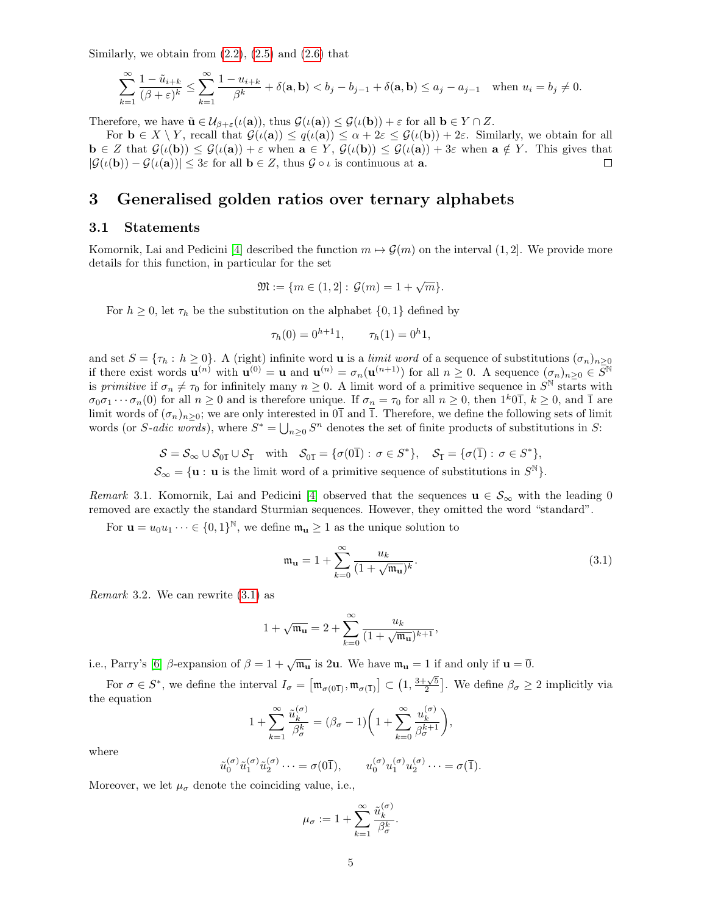Similarly, we obtain from (2.2), (2.5) and (2.6) that

$$\sum_{k=1}^{\infty} \frac{1-\tilde{u}_{i+k}}{(\beta+\varepsilon)^k} \le \sum_{k=1}^{\infty} \frac{1-u_{i+k}}{\beta^k} + \delta(\mathbf{a},\mathbf{b}) < b_j - b_{j-1} + \delta(\mathbf{a},\mathbf{b}) \le a_j - a_{j-1} \quad \text{when } u_i = b_j \neq 0.$$

Therefore, we have $\tilde{\mathbf{u}} \in \mathcal{U}_{\beta+\varepsilon}(\iota(\mathbf{a}))$, thus $\mathcal{G}(\iota(\mathbf{a})) \le \mathcal{G}(\iota(\mathbf{b})) + \varepsilon$ for all $\mathbf{b} \in Y \cap Z$.

For $\mathbf{b} \in X \setminus Y$, recall that $\mathcal{G}(\iota(\mathbf{a})) \le q(\iota(\mathbf{a})) \le \alpha + 2\varepsilon \le \mathcal{G}(\iota(\mathbf{b})) + 2\varepsilon$. Similarly, we obtain for all $\mathbf{b} \in Z$ that $\mathcal{G}(\iota(\mathbf{b})) \le \mathcal{G}(\iota(\mathbf{a})) + \varepsilon$ when $\mathbf{a} \in Y$, $\mathcal{G}(\iota(\mathbf{b})) \le \mathcal{G}(\iota(\mathbf{a})) + 3\varepsilon$ when $\mathbf{a} \notin Y$. This gives that $|\mathcal{G}(\iota(\mathbf{b})) - \mathcal{G}(\iota(\mathbf{a}))| \le 3\varepsilon$ for all $\mathbf{b} \in Z$, thus $\mathcal{G} \circ \iota$ is continuous at $\mathbf{a}$. $\square$

# 3 Generalised golden ratios over ternary alphabets

## 3.1 Statements

Komornik, Lai and Pedicini [4] described the function $m \mapsto \mathcal{G}(m)$ on the interval $(1,2]$. We provide more details for this function, in particular for the set

$$\mathfrak{M} := \{m \in (1,2] : \mathcal{G}(m) = 1 + \sqrt{m}\}.$$

For $h \ge 0$, let $\tau_h$ be the substitution on the alphabet $\{0,1\}$ defined by

$$\tau_h(0) = 0^{h+1}1, \qquad \tau_h(1) = 0^h 1,$$

and set $S = \{\tau_h : h \ge 0\}$. A (right) infinite word $\mathbf{u}$ is a *limit word* of a sequence of substitutions $(\sigma_n)_{n\ge0}$ if there exist words $\mathbf{u}^{(n)}$ with $\mathbf{u}^{(0)} = \mathbf{u}$ and $\mathbf{u}^{(n)} = \sigma_n(\mathbf{u}^{(n+1)})$ for all $n \ge 0$. A sequence $(\sigma_n)_{n\ge0} \in S^{\mathbb{N}}$ is *primitive* if $\sigma_n \neq \tau_0$ for infinitely many $n \ge 0$. A limit word of a primitive sequence in $S^{\mathbb{N}}$ starts with $\sigma_0\sigma_1\cdots\sigma_n(0)$ for all $n \ge 0$ and is therefore unique. If $\sigma_n = \tau_0$ for all $n \ge 0$, then $1^k0\overline{1}$, $k \ge 0$, and $\overline{1}$ are limit words of $(\sigma_n)_{n\ge0}$; we are only interested in $0\overline{1}$ and $\overline{1}$. Therefore, we define the following sets of limit words (or *S-adic words*), where $S^* = \bigcup_{n\ge0} S^n$ denotes the set of finite products of substitutions in $S$:

$$\mathcal{S} = \mathcal{S}_\infty \cup \mathcal{S}_{0\overline{1}} \cup \mathcal{S}_{\overline{1}} \quad \text{with} \quad \mathcal{S}_{0\overline{1}} = \{\sigma(0\overline{1}) : \sigma \in S^*\}, \quad \mathcal{S}_{\overline{1}} = \{\sigma(\overline{1}) : \sigma \in S^*\},$$
$$\mathcal{S}_\infty = \{\mathbf{u} : \mathbf{u} \text{ is the limit word of a primitive sequence of substitutions in } S^{\mathbb{N}}\}.$$

*Remark* 3.1. Komornik, Lai and Pedicini [4] observed that the sequences $\mathbf{u} \in \mathcal{S}_\infty$ with the leading 0 removed are exactly the standard Sturmian sequences. However, they omitted the word "standard".

For $\mathbf{u} = u_0u_1\cdots \in \{0,1\}^{\mathbb{N}}$, we define $\mathfrak{m}_{\mathbf{u}} \ge 1$ as the unique solution to

$$\mathfrak{m}_{\mathbf{u}} = 1 + \sum_{k=0}^{\infty} \frac{u_k}{(1+\sqrt{\mathfrak{m}_{\mathbf{u}}})^k}. \tag{3.1}$$

*Remark* 3.2. We can rewrite (3.1) as

$$1 + \sqrt{\mathfrak{m}_{\mathbf{u}}} = 2 + \sum_{k=0}^{\infty} \frac{u_k}{(1+\sqrt{\mathfrak{m}_{\mathbf{u}}})^{k+1}},$$

i.e., Parry's [6] $\beta$-expansion of $\beta = 1 + \sqrt{\mathfrak{m}_{\mathbf{u}}}$ is $2\mathbf{u}$. We have $\mathfrak{m}_{\mathbf{u}} = 1$ if and only if $\mathbf{u} = \overline{0}$.

For $\sigma \in S^*$, we define the interval $I_\sigma = \big[\mathfrak{m}_{\sigma(0\overline{1})}, \mathfrak{m}_{\sigma(\overline{1})}\big] \subset \big(1, \frac{3+\sqrt{5}}{2}\big]$. We define $\beta_\sigma \ge 2$ implicitly via the equation

$$1 + \sum_{k=1}^{\infty} \frac{\tilde{u}_k^{(\sigma)}}{\beta_\sigma^k} = (\beta_\sigma - 1)\bigg(1 + \sum_{k=0}^{\infty} \frac{u_k^{(\sigma)}}{\beta_\sigma^{k+1}}\bigg),$$

where

$$\tilde{u}_0^{(\sigma)}\tilde{u}_1^{(\sigma)}\tilde{u}_2^{(\sigma)}\cdots = \sigma(0\overline{1}), \qquad u_0^{(\sigma)}u_1^{(\sigma)}u_2^{(\sigma)}\cdots = \sigma(\overline{1}).$$

Moreover, we let $\mu_\sigma$ denote the coinciding value, i.e.,

$$\mu_\sigma := 1 + \sum_{k=1}^{\infty} \frac{\tilde{u}_k^{(\sigma)}}{\beta_\sigma^k}.$$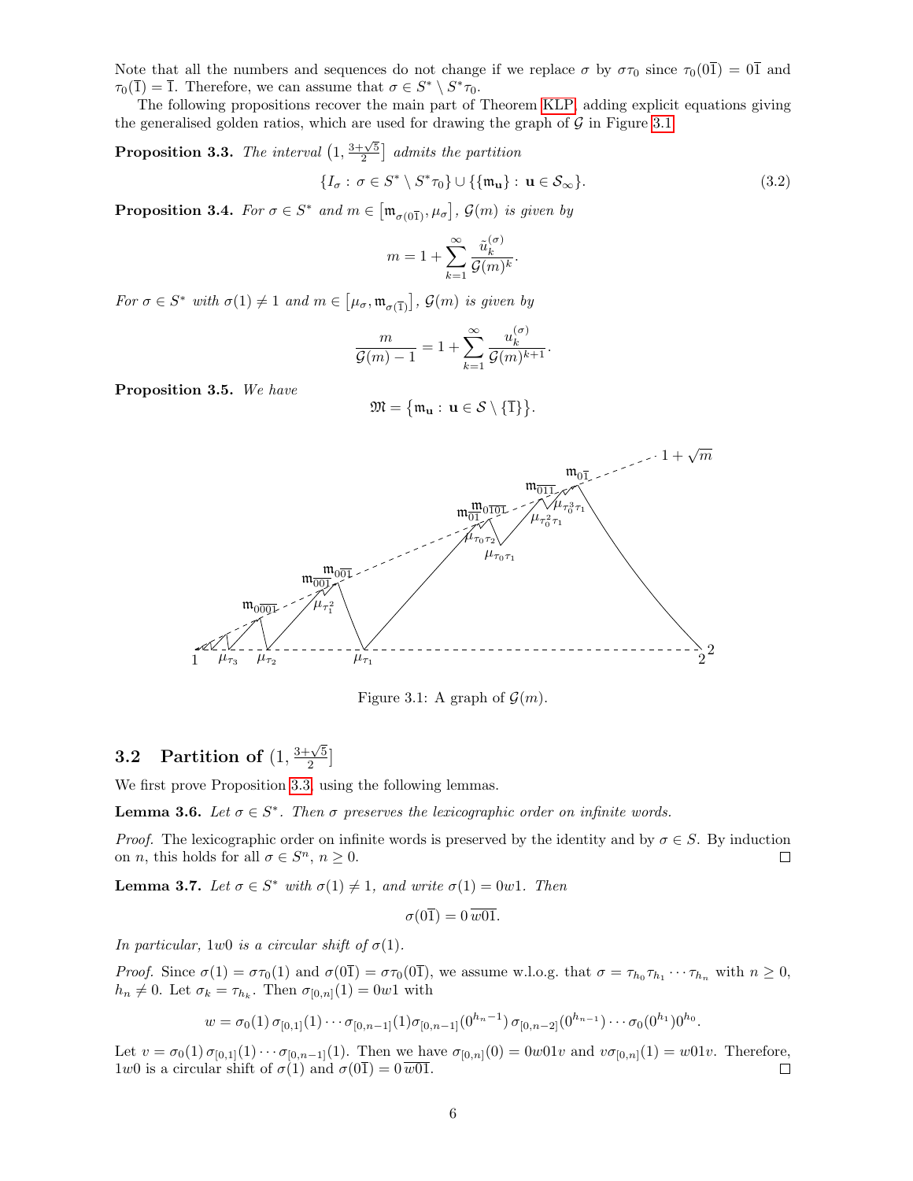Note that all the numbers and sequences do not change if we replace $\sigma$ by $\sigma\tau_0$ since $\tau_0(0\overline{1}) = 0\overline{1}$ and $\tau_0(\overline{1}) = \overline{1}$. Therefore, we can assume that $\sigma \in S^* \setminus S^*\tau_0$.

The following propositions recover the main part of Theorem KLP, adding explicit equations giving the generalised golden ratios, which are used for drawing the graph of $\mathcal{G}$ in Figure 3.1.

**Proposition 3.3.** *The interval* $\left(1, \frac{3+\sqrt{5}}{2}\right]$ *admits the partition*

$$\{I_\sigma : \sigma \in S^* \setminus S^*\tau_0\} \cup \{\{\mathfrak{m}_{\mathbf{u}}\} : \mathbf{u} \in \mathcal{S}_\infty\}. \tag{3.2}$$

**Proposition 3.4.** *For* $\sigma \in S^*$ *and* $m \in \left[\mathfrak{m}_{\sigma(0\overline{1})}, \mu_\sigma\right]$, $\mathcal{G}(m)$ *is given by*

$$m = 1 + \sum_{k=1}^{\infty} \frac{\tilde{u}_k^{(\sigma)}}{\mathcal{G}(m)^k}.$$

*For* $\sigma \in S^*$ *with* $\sigma(1) \neq 1$ *and* $m \in \left[\mu_\sigma, \mathfrak{m}_{\sigma(\overline{1})}\right]$, $\mathcal{G}(m)$ *is given by*

$$\frac{m}{\mathcal{G}(m) - 1} = 1 + \sum_{k=1}^{\infty} \frac{u_k^{(\sigma)}}{\mathcal{G}(m)^{k+1}}.$$

**Proposition 3.5.** *We have*

$$\mathfrak{M} = \left\{\mathfrak{m}_{\mathbf{u}} : \mathbf{u} \in \mathcal{S} \setminus \{\overline{1}\}\right\}.$$

Figure 3.1: A graph of $\mathcal{G}(m)$.

## 3.2 Partition of $(1, \frac{3+\sqrt{5}}{2}]$

We first prove Proposition 3.3, using the following lemmas.

**Lemma 3.6.** *Let* $\sigma \in S^*$. *Then* $\sigma$ *preserves the lexicographic order on infinite words.*

*Proof.* The lexicographic order on infinite words is preserved by the identity and by $\sigma \in S$. By induction on $n$, this holds for all $\sigma \in S^n$, $n \geq 0$. □

**Lemma 3.7.** *Let* $\sigma \in S^*$ *with* $\sigma(1) \neq 1$, *and write* $\sigma(1) = 0w1$. *Then*

$$\sigma(0\overline{1}) = 0\,\overline{w01}.$$

*In particular,* $1w0$ *is a circular shift of* $\sigma(1)$.

*Proof.* Since $\sigma(1) = \sigma\tau_0(1)$ and $\sigma(0\overline{1}) = \sigma\tau_0(0\overline{1})$, we assume w.l.o.g. that $\sigma = \tau_{h_0}\tau_{h_1}\cdots\tau_{h_n}$ with $n \geq 0$, $h_n \neq 0$. Let $\sigma_k = \tau_{h_k}$. Then $\sigma_{[0,n]}(1) = 0w1$ with

$$w = \sigma_0(1)\,\sigma_{[0,1]}(1)\cdots\sigma_{[0,n-1]}(1)\sigma_{[0,n-1]}(0^{h_n-1})\,\sigma_{[0,n-2]}(0^{h_{n-1}})\cdots\sigma_0(0^{h_1})0^{h_0}.$$

Let $v = \sigma_0(1)\,\sigma_{[0,1]}(1)\cdots\sigma_{[0,n-1]}(1)$. Then we have $\sigma_{[0,n]}(0) = 0w01v$ and $v\sigma_{[0,n]}(1) = w01v$. Therefore, $1w0$ is a circular shift of $\sigma(1)$ and $\sigma(0\overline{1}) = 0\,\overline{w01}$. □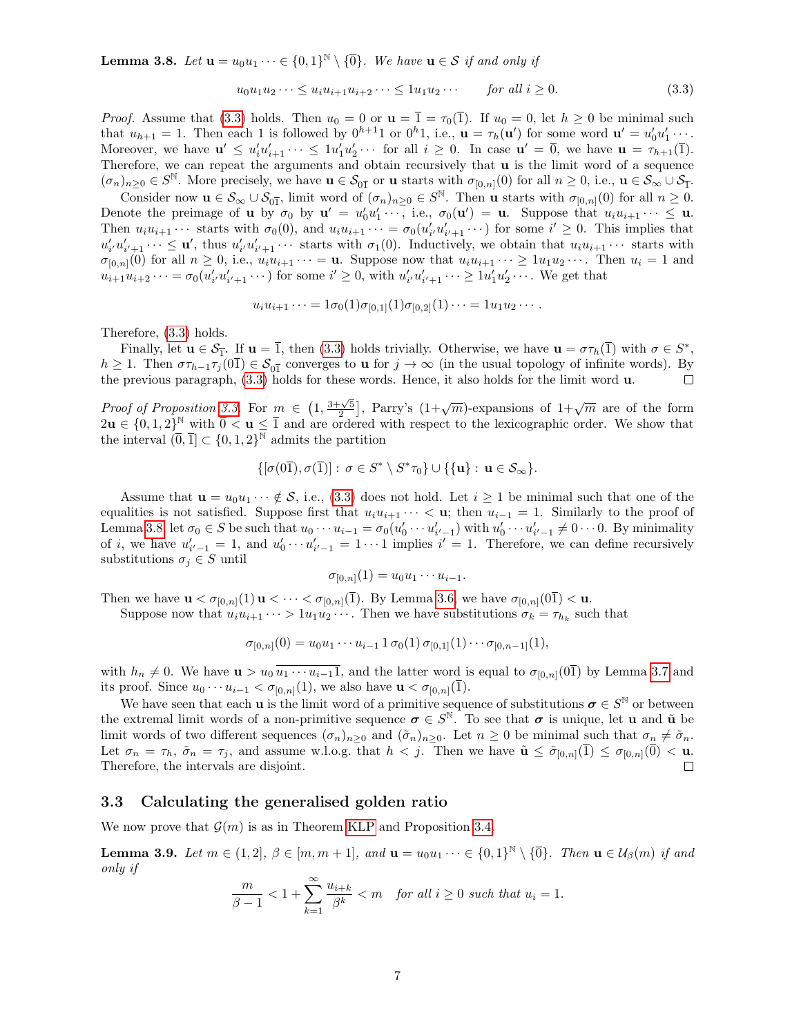**Lemma 3.8.** *Let $\mathbf{u} = u_0u_1 \cdots \in \{0,1\}^{\mathbb{N}} \setminus \{\overline{0}\}$. We have $\mathbf{u} \in \mathcal{S}$ if and only if*

$$u_0u_1u_2 \cdots \le u_iu_{i+1}u_{i+2} \cdots \le 1u_1u_2 \cdots \qquad \text{for all } i \ge 0. \tag{3.3}$$

*Proof.* Assume that (3.3) holds. Then $u_0 = 0$ or $\mathbf{u} = \overline{1} = \tau_0(\overline{1})$. If $u_0 = 0$, let $h \ge 0$ be minimal such that $u_{h+1} = 1$. Then each 1 is followed by $0^{h+1}1$ or $0^h1$, i.e., $\mathbf{u} = \tau_h(\mathbf{u}')$ for some word $\mathbf{u}' = u'_0u'_1 \cdots$. Moreover, we have $\mathbf{u}' \le u'_iu'_{i+1} \cdots \le 1u'_1u'_2 \cdots$ for all $i \ge 0$. In case $\mathbf{u}' = \overline{0}$, we have $\mathbf{u} = \tau_{h+1}(\overline{1})$. Therefore, we can repeat the arguments and obtain recursively that $\mathbf{u}$ is the limit word of a sequence $(\sigma_n)_{n\ge0} \in S^{\mathbb{N}}$. More precisely, we have $\mathbf{u} \in \mathcal{S}_{0\overline{1}}$ or $\mathbf{u}$ starts with $\sigma_{[0,n]}(0)$ for all $n \ge 0$, i.e., $\mathbf{u} \in \mathcal{S}_\infty \cup \mathcal{S}_{\overline{1}}$.

Consider now $\mathbf{u} \in \mathcal{S}_\infty \cup \mathcal{S}_{0\overline{1}}$, limit word of $(\sigma_n)_{n\ge0} \in S^{\mathbb{N}}$. Then $\mathbf{u}$ starts with $\sigma_{[0,n]}(0)$ for all $n \ge 0$. Denote the preimage of $\mathbf{u}$ by $\sigma_0$ by $\mathbf{u}' = u'_0u'_1 \cdots$, i.e., $\sigma_0(\mathbf{u}') = \mathbf{u}$. Suppose that $u_iu_{i+1} \cdots \le \mathbf{u}$. Then $u_iu_{i+1} \cdots$ starts with $\sigma_0(0)$, and $u_iu_{i+1} \cdots = \sigma_0(u'_{i'}u'_{i'+1} \cdots)$ for some $i' \ge 0$. This implies that $u'_{i'}u'_{i'+1} \cdots \le \mathbf{u}'$, thus $u'_{i'}u'_{i'+1} \cdots$ starts with $\sigma_1(0)$. Inductively, we obtain that $u_iu_{i+1} \cdots$ starts with $\sigma_{[0,n]}(0)$ for all $n \ge 0$, i.e., $u_iu_{i+1} \cdots = \mathbf{u}$. Suppose now that $u_iu_{i+1} \cdots \ge 1u_1u_2 \cdots$. Then $u_i = 1$ and $u_{i+1}u_{i+2} \cdots = \sigma_0(u'_{i'}u'_{i'+1} \cdots)$ for some $i' \ge 0$, with $u'_{i'}u'_{i'+1} \cdots \ge 1u'_1u'_2 \cdots$. We get that

$$u_iu_{i+1} \cdots = 1\sigma_0(1)\sigma_{[0,1]}(1)\sigma_{[0,2]}(1) \cdots = 1u_1u_2 \cdots.$$

Therefore, (3.3) holds.

Finally, let $\mathbf{u} \in \mathcal{S}_{\overline{1}}$. If $\mathbf{u} = \overline{1}$, then (3.3) holds trivially. Otherwise, we have $\mathbf{u} = \sigma\tau_h(\overline{1})$ with $\sigma \in S^*$, $h \ge 1$. Then $\sigma\tau_{h-1}\tau_j(0\overline{1}) \in \mathcal{S}_{0\overline{1}}$ converges to $\mathbf{u}$ for $j \to \infty$ (in the usual topology of infinite words). By the previous paragraph, (3.3) holds for these words. Hence, it also holds for the limit word $\mathbf{u}$. $\square$

*Proof of Proposition 3.3.* For $m \in \left(1, \frac{3+\sqrt{5}}{2}\right]$, Parry's $(1+\sqrt{m})$-expansions of $1+\sqrt{m}$ are of the form $2\mathbf{u} \in \{0,1,2\}^{\mathbb{N}}$ with $\overline{0} < \mathbf{u} \le \overline{1}$ and are ordered with respect to the lexicographic order. We show that the interval $(\overline{0}, \overline{1}] \subset \{0,1,2\}^{\mathbb{N}}$ admits the partition

$$\{[\sigma(0\overline{1}), \sigma(\overline{1})] : \sigma \in S^* \setminus S^*\tau_0\} \cup \{\{\mathbf{u}\} : \mathbf{u} \in \mathcal{S}_\infty\}.$$

Assume that $\mathbf{u} = u_0u_1 \cdots \notin \mathcal{S}$, i.e., (3.3) does not hold. Let $i \ge 1$ be minimal such that one of the equalities is not satisfied. Suppose first that $u_iu_{i+1} \cdots < \mathbf{u}$; then $u_{i-1} = 1$. Similarly to the proof of Lemma 3.8, let $\sigma_0 \in S$ be such that $u_0 \cdots u_{i-1} = \sigma_0(u'_0 \cdots u'_{i'-1})$ with $u'_0 \cdots u'_{i'-1} \ne 0 \cdots 0$. By minimality of $i$, we have $u'_{i'-1} = 1$, and $u'_0 \cdots u'_{i'-1} = 1 \cdots 1$ implies $i' = 1$. Therefore, we can define recursively substitutions $\sigma_j \in S$ until

$$\sigma_{[0,n]}(1) = u_0u_1 \cdots u_{i-1}.$$

Then we have $\mathbf{u} < \sigma_{[0,n]}(1)\,\mathbf{u} < \cdots < \sigma_{[0,n]}(\overline{1})$. By Lemma 3.6, we have $\sigma_{[0,n]}(0\overline{1}) < \mathbf{u}$.

Suppose now that $u_iu_{i+1} \cdots > 1u_1u_2 \cdots$. Then we have substitutions $\sigma_k = \tau_{h_k}$ such that

$$\sigma_{[0,n]}(0) = u_0u_1 \cdots u_{i-1}\, 1\, \sigma_0(1)\, \sigma_{[0,1]}(1) \cdots \sigma_{[0,n-1]}(1),$$

with $h_n \ne 0$. We have $\mathbf{u} > u_0\,\overline{u_1 \cdots u_{i-1}1}$, and the latter word is equal to $\sigma_{[0,n]}(0\overline{1})$ by Lemma 3.7 and its proof. Since $u_0 \cdots u_{i-1} < \sigma_{[0,n]}(1)$, we also have $\mathbf{u} < \sigma_{[0,n]}(\overline{1})$.

We have seen that each $\mathbf{u}$ is the limit word of a primitive sequence of substitutions $\boldsymbol{\sigma} \in S^{\mathbb{N}}$ or between the extremal limit words of a non-primitive sequence $\boldsymbol{\sigma} \in S^{\mathbb{N}}$. To see that $\boldsymbol{\sigma}$ is unique, let $\mathbf{u}$ and $\tilde{\mathbf{u}}$ be limit words of two different sequences $(\sigma_n)_{n\ge0}$ and $(\tilde{\sigma}_n)_{n\ge0}$. Let $n \ge 0$ be minimal such that $\sigma_n \ne \tilde{\sigma}_n$. Let $\sigma_n = \tau_h$, $\tilde{\sigma}_n = \tau_j$, and assume w.l.o.g. that $h < j$. Then we have $\tilde{\mathbf{u}} \le \tilde{\sigma}_{[0,n]}(\overline{1}) \le \sigma_{[0,n]}(\overline{0}) < \mathbf{u}$. Therefore, the intervals are disjoint. $\square$

### 3.3 Calculating the generalised golden ratio

We now prove that $\mathcal{G}(m)$ is as in Theorem KLP and Proposition 3.4.

**Lemma 3.9.** *Let $m \in (1,2]$, $\beta \in [m, m+1]$, and $\mathbf{u} = u_0u_1 \cdots \in \{0,1\}^{\mathbb{N}} \setminus \{\overline{0}\}$. Then $\mathbf{u} \in \mathcal{U}_\beta(m)$ if and only if*

$$\frac{m}{\beta - 1} < 1 + \sum_{k=1}^{\infty} \frac{u_{i+k}}{\beta^k} < m \quad \text{for all } i \ge 0 \text{ such that } u_i = 1.$$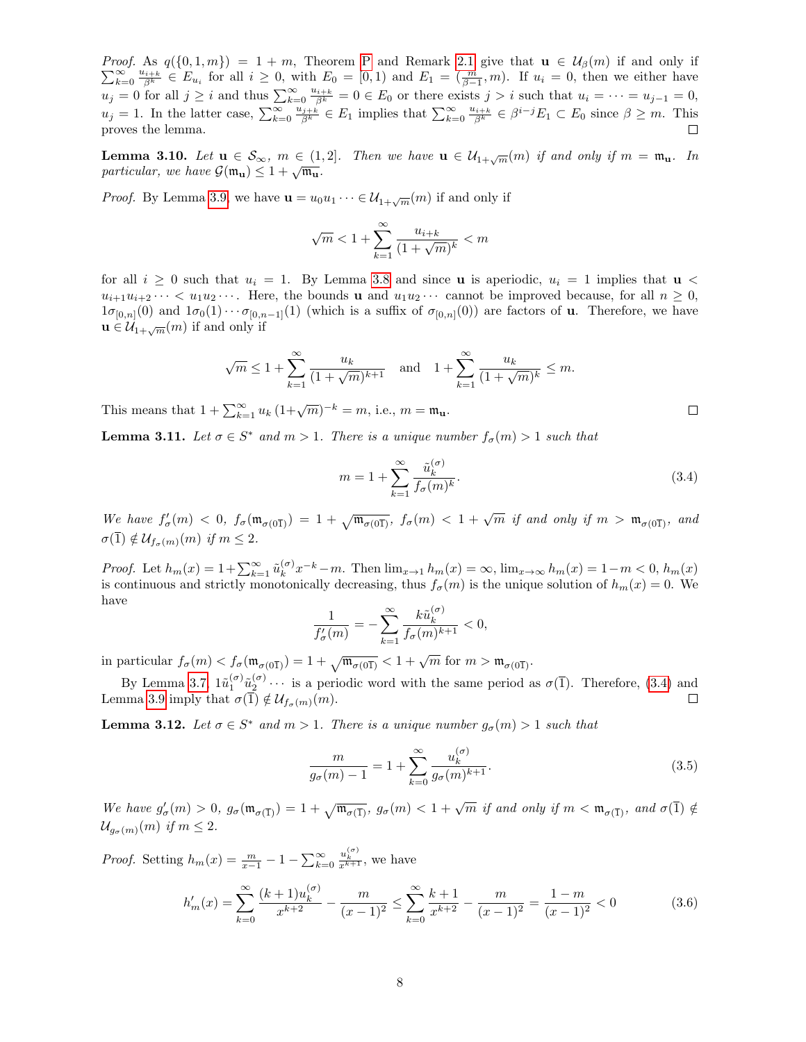*Proof.* As $q(\{0,1,m\}) = 1+m$, Theorem P and Remark 2.1 give that $\mathbf{u} \in \mathcal{U}_\beta(m)$ if and only if $\sum_{k=0}^\infty \frac{u_{i+k}}{\beta^k} \in E_{u_i}$ for all $i \geq 0$, with $E_0 = [0,1)$ and $E_1 = (\frac{m}{\beta-1}, m)$. If $u_i = 0$, then we either have $u_j = 0$ for all $j \geq i$ and thus $\sum_{k=0}^\infty \frac{u_{i+k}}{\beta^k} = 0 \in E_0$ or there exists $j > i$ such that $u_i = \cdots = u_{j-1} = 0$, $u_j = 1$. In the latter case, $\sum_{k=0}^\infty \frac{u_{j+k}}{\beta^k} \in E_1$ implies that $\sum_{k=0}^\infty \frac{u_{i+k}}{\beta^k} \in \beta^{i-j} E_1 \subset E_0$ since $\beta \geq m$. This proves the lemma. □

**Lemma 3.10.** *Let $\mathbf{u} \in \mathcal{S}_\infty$, $m \in (1,2]$. Then we have $\mathbf{u} \in \mathcal{U}_{1+\sqrt{m}}(m)$ if and only if $m = \mathfrak{m}_\mathbf{u}$. In particular, we have $\mathcal{G}(\mathfrak{m}_\mathbf{u}) \leq 1 + \sqrt{\mathfrak{m}_\mathbf{u}}$.*

*Proof.* By Lemma 3.9, we have $\mathbf{u} = u_0 u_1 \cdots \in \mathcal{U}_{1+\sqrt{m}}(m)$ if and only if

$$\sqrt{m} < 1 + \sum_{k=1}^\infty \frac{u_{i+k}}{(1+\sqrt{m})^k} < m$$

for all $i \geq 0$ such that $u_i = 1$. By Lemma 3.8 and since $\mathbf{u}$ is aperiodic, $u_i = 1$ implies that $\mathbf{u} < u_{i+1}u_{i+2}\cdots < u_1 u_2 \cdots$. Here, the bounds $\mathbf{u}$ and $u_1 u_2 \cdots$ cannot be improved because, for all $n \geq 0$, $1\sigma_{[0,n]}(0)$ and $1\sigma_0(1)\cdots\sigma_{[0,n-1]}(1)$ (which is a suffix of $\sigma_{[0,n]}(0)$) are factors of $\mathbf{u}$. Therefore, we have $\mathbf{u} \in \mathcal{U}_{1+\sqrt{m}}(m)$ if and only if

$$\sqrt{m} \leq 1 + \sum_{k=1}^\infty \frac{u_k}{(1+\sqrt{m})^{k+1}} \quad \text{and} \quad 1 + \sum_{k=1}^\infty \frac{u_k}{(1+\sqrt{m})^k} \leq m.$$

This means that $1 + \sum_{k=1}^\infty u_k\, (1+\sqrt{m})^{-k} = m$, i.e., $m = \mathfrak{m}_\mathbf{u}$. □

**Lemma 3.11.** *Let $\sigma \in S^*$ and $m > 1$. There is a unique number $f_\sigma(m) > 1$ such that*

$$m = 1 + \sum_{k=1}^\infty \frac{\tilde{u}_k^{(\sigma)}}{f_\sigma(m)^k}. \tag{3.4}$$

*We have $f'_\sigma(m) < 0$, $f_\sigma(\mathfrak{m}_{\sigma(0\overline{1})}) = 1 + \sqrt{\mathfrak{m}_{\sigma(0\overline{1})}}$, $f_\sigma(m) < 1 + \sqrt{m}$ if and only if $m > \mathfrak{m}_{\sigma(0\overline{1})}$, and $\sigma(\overline{1}) \notin \mathcal{U}_{f_\sigma(m)}(m)$ if $m \leq 2$.*

*Proof.* Let $h_m(x) = 1 + \sum_{k=1}^\infty \tilde{u}_k^{(\sigma)} x^{-k} - m$. Then $\lim_{x\to 1} h_m(x) = \infty$, $\lim_{x\to\infty} h_m(x) = 1 - m < 0$, $h_m(x)$ is continuous and strictly monotonically decreasing, thus $f_\sigma(m)$ is the unique solution of $h_m(x) = 0$. We have

$$\frac{1}{f'_\sigma(m)} = -\sum_{k=1}^\infty \frac{k\tilde{u}_k^{(\sigma)}}{f_\sigma(m)^{k+1}} < 0,$$

in particular $f_\sigma(m) < f_\sigma(\mathfrak{m}_{\sigma(0\overline{1})}) = 1 + \sqrt{\mathfrak{m}_{\sigma(0\overline{1})}} < 1 + \sqrt{m}$ for $m > \mathfrak{m}_{\sigma(0\overline{1})}$.

By Lemma 3.7, $1\tilde{u}_1^{(\sigma)}\tilde{u}_2^{(\sigma)}\cdots$ is a periodic word with the same period as $\sigma(\overline{1})$. Therefore, (3.4) and Lemma 3.9 imply that $\sigma(\overline{1}) \notin \mathcal{U}_{f_\sigma(m)}(m)$. □

**Lemma 3.12.** *Let $\sigma \in S^*$ and $m > 1$. There is a unique number $g_\sigma(m) > 1$ such that*

$$\frac{m}{g_\sigma(m) - 1} = 1 + \sum_{k=0}^\infty \frac{u_k^{(\sigma)}}{g_\sigma(m)^{k+1}}. \tag{3.5}$$

*We have $g'_\sigma(m) > 0$, $g_\sigma(\mathfrak{m}_{\sigma(\overline{1})}) = 1 + \sqrt{\mathfrak{m}_{\sigma(\overline{1})}}$, $g_\sigma(m) < 1 + \sqrt{m}$ if and only if $m < \mathfrak{m}_{\sigma(\overline{1})}$, and $\sigma(\overline{1}) \notin \mathcal{U}_{g_\sigma(m)}(m)$ if $m \leq 2$.*

*Proof.* Setting $h_m(x) = \frac{m}{x-1} - 1 - \sum_{k=0}^\infty \frac{u_k^{(\sigma)}}{x^{k+1}}$, we have

$$h'_m(x) = \sum_{k=0}^\infty \frac{(k+1)u_k^{(\sigma)}}{x^{k+2}} - \frac{m}{(x-1)^2} \leq \sum_{k=0}^\infty \frac{k+1}{x^{k+2}} - \frac{m}{(x-1)^2} = \frac{1-m}{(x-1)^2} < 0 \tag{3.6}$$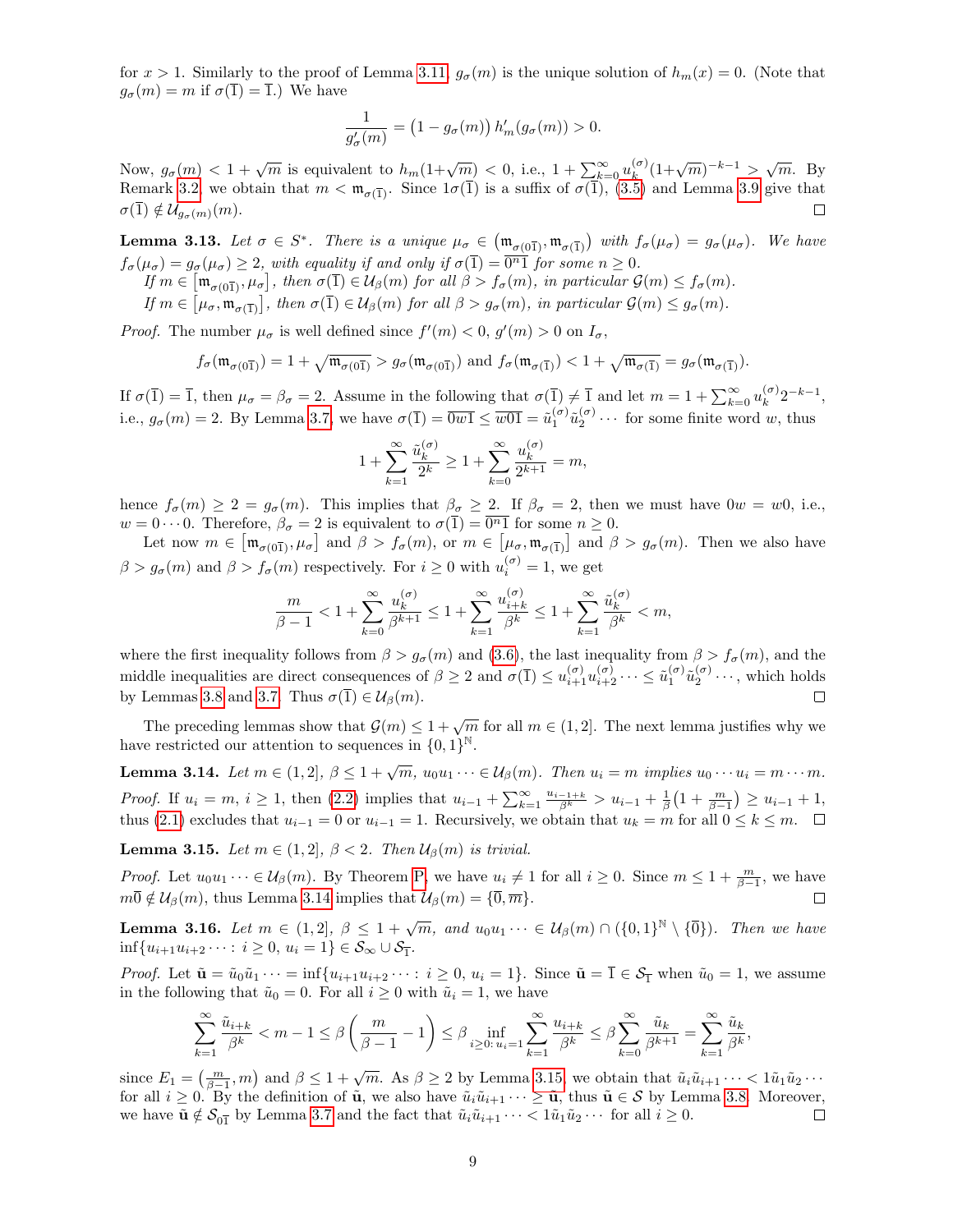for $x > 1$. Similarly to the proof of Lemma 3.11, $g_\sigma(m)$ is the unique solution of $h_m(x) = 0$. (Note that $g_\sigma(m) = m$ if $\sigma(\overline{1}) = \overline{1}$.) We have

$$\frac{1}{g_\sigma'(m)} = \big(1 - g_\sigma(m)\big)\, h_m'(g_\sigma(m)) > 0.$$

Now, $g_\sigma(m) < 1 + \sqrt{m}$ is equivalent to $h_m(1+\sqrt{m}) < 0$, i.e., $1 + \sum_{k=0}^\infty u_k^{(\sigma)}(1+\sqrt{m})^{-k-1} > \sqrt{m}$. By Remark 3.2, we obtain that $m < \mathfrak{m}_{\sigma(\overline{1})}$. Since $1\sigma(\overline{1})$ is a suffix of $\sigma(\overline{1})$, (3.5) and Lemma 3.9 give that $\sigma(\overline{1}) \notin \mathcal{U}_{g_\sigma(m)}(m)$. $\square$

**Lemma 3.13.** *Let $\sigma \in S^*$. There is a unique $\mu_\sigma \in \big(\mathfrak{m}_{\sigma(0\overline{1})}, \mathfrak{m}_{\sigma(\overline{1})}\big)$ with $f_\sigma(\mu_\sigma) = g_\sigma(\mu_\sigma)$. We have $f_\sigma(\mu_\sigma) = g_\sigma(\mu_\sigma) \geq 2$, with equality if and only if $\sigma(\overline{1}) = \overline{0^n1}$ for some $n \geq 0$.*

*If $m \in \big[\mathfrak{m}_{\sigma(0\overline{1})}, \mu_\sigma\big]$, then $\sigma(\overline{1}) \in \mathcal{U}_\beta(m)$ for all $\beta > f_\sigma(m)$, in particular $\mathcal{G}(m) \leq f_\sigma(m)$.*

*If $m \in \big[\mu_\sigma, \mathfrak{m}_{\sigma(\overline{1})}\big]$, then $\sigma(\overline{1}) \in \mathcal{U}_\beta(m)$ for all $\beta > g_\sigma(m)$, in particular $\mathcal{G}(m) \leq g_\sigma(m)$.*

*Proof.* The number $\mu_\sigma$ is well defined since $f'(m) < 0$, $g'(m) > 0$ on $I_\sigma$,

$$f_\sigma(\mathfrak{m}_{\sigma(0\overline{1})}) = 1 + \sqrt{\mathfrak{m}_{\sigma(0\overline{1})}} > g_\sigma(\mathfrak{m}_{\sigma(0\overline{1})}) \text{ and } f_\sigma(\mathfrak{m}_{\sigma(\overline{1})}) < 1 + \sqrt{\mathfrak{m}_{\sigma(\overline{1})}} = g_\sigma(\mathfrak{m}_{\sigma(\overline{1})}).$$

If $\sigma(\overline{1}) = \overline{1}$, then $\mu_\sigma = \beta_\sigma = 2$. Assume in the following that $\sigma(\overline{1}) \neq \overline{1}$ and let $m = 1 + \sum_{k=0}^\infty u_k^{(\sigma)} 2^{-k-1}$, i.e., $g_\sigma(m) = 2$. By Lemma 3.7, we have $\sigma(\overline{1}) = \overline{0w1} \leq \overline{w01} = \tilde{u}_1^{(\sigma)}\tilde{u}_2^{(\sigma)}\cdots$ for some finite word $w$, thus

$$1 + \sum_{k=1}^\infty \frac{\tilde{u}_k^{(\sigma)}}{2^k} \geq 1 + \sum_{k=0}^\infty \frac{u_k^{(\sigma)}}{2^{k+1}} = m,$$

hence $f_\sigma(m) \geq 2 = g_\sigma(m)$. This implies that $\beta_\sigma \geq 2$. If $\beta_\sigma = 2$, then we must have $0w = w0$, i.e., $w = 0\cdots0$. Therefore, $\beta_\sigma = 2$ is equivalent to $\sigma(\overline{1}) = \overline{0^n1}$ for some $n \geq 0$.

Let now $m \in \big[\mathfrak{m}_{\sigma(0\overline{1})}, \mu_\sigma\big]$ and $\beta > f_\sigma(m)$, or $m \in \big[\mu_\sigma, \mathfrak{m}_{\sigma(\overline{1})}\big]$ and $\beta > g_\sigma(m)$. Then we also have $\beta > g_\sigma(m)$ and $\beta > f_\sigma(m)$ respectively. For $i \geq 0$ with $u_i^{(\sigma)} = 1$, we get

$$\frac{m}{\beta - 1} < 1 + \sum_{k=0}^\infty \frac{u_k^{(\sigma)}}{\beta^{k+1}} \leq 1 + \sum_{k=1}^\infty \frac{u_{i+k}^{(\sigma)}}{\beta^k} \leq 1 + \sum_{k=1}^\infty \frac{\tilde{u}_k^{(\sigma)}}{\beta^k} < m,$$

where the first inequality follows from $\beta > g_\sigma(m)$ and (3.6), the last inequality from $\beta > f_\sigma(m)$, and the middle inequalities are direct consequences of $\beta \geq 2$ and $\sigma(\overline{1}) \leq u_{i+1}^{(\sigma)}u_{i+2}^{(\sigma)}\cdots \leq \tilde{u}_1^{(\sigma)}\tilde{u}_2^{(\sigma)}\cdots$, which holds by Lemmas 3.8 and 3.7. Thus $\sigma(\overline{1}) \in \mathcal{U}_\beta(m)$. $\square$

The preceding lemmas show that $\mathcal{G}(m) \leq 1 + \sqrt{m}$ for all $m \in (1, 2]$. The next lemma justifies why we have restricted our attention to sequences in $\{0,1\}^{\mathbb{N}}$.

**Lemma 3.14.** *Let $m \in (1, 2]$, $\beta \leq 1 + \sqrt{m}$, $u_0u_1\cdots \in \mathcal{U}_\beta(m)$. Then $u_i = m$ implies $u_0 \cdots u_i = m \cdots m$.*

*Proof.* If $u_i = m$, $i \geq 1$, then (2.2) implies that $u_{i-1} + \sum_{k=1}^\infty \frac{u_{i-1+k}}{\beta^k} > u_{i-1} + \frac{1}{\beta}\big(1 + \frac{m}{\beta-1}\big) \geq u_{i-1} + 1$, thus (2.1) excludes that $u_{i-1} = 0$ or $u_{i-1} = 1$. Recursively, we obtain that $u_k = m$ for all $0 \leq k \leq m$. $\square$

**Lemma 3.15.** *Let $m \in (1, 2]$, $\beta < 2$. Then $\mathcal{U}_\beta(m)$ is trivial.*

*Proof.* Let $u_0u_1\cdots \in \mathcal{U}_\beta(m)$. By Theorem P, we have $u_i \neq 1$ for all $i \geq 0$. Since $m \leq 1 + \frac{m}{\beta-1}$, we have $m\overline{0} \notin \mathcal{U}_\beta(m)$, thus Lemma 3.14 implies that $\mathcal{U}_\beta(m) = \{\overline{0}, \overline{m}\}$. $\square$

**Lemma 3.16.** *Let $m \in (1, 2]$, $\beta \leq 1 + \sqrt{m}$, and $u_0u_1\cdots \in \mathcal{U}_\beta(m) \cap (\{0,1\}^{\mathbb{N}} \setminus \{\overline{0}\})$. Then we have $\inf\{u_{i+1}u_{i+2}\cdots : i \geq 0,\, u_i = 1\} \in \mathcal{S}_\infty \cup \mathcal{S}_{\overline{1}}$.*

*Proof.* Let $\tilde{\mathbf{u}} = \tilde{u}_0\tilde{u}_1\cdots = \inf\{u_{i+1}u_{i+2}\cdots : i \geq 0,\, u_i = 1\}$. Since $\tilde{\mathbf{u}} = \overline{1} \in \mathcal{S}_{\overline{1}}$ when $\tilde{u}_0 = 1$, we assume in the following that $\tilde{u}_0 = 0$. For all $i \geq 0$ with $\tilde{u}_i = 1$, we have

$$\sum_{k=1}^\infty \frac{\tilde{u}_{i+k}}{\beta^k} < m - 1 \leq \beta\left(\frac{m}{\beta-1} - 1\right) \leq \beta \inf_{i \geq 0:\, u_i = 1} \sum_{k=1}^\infty \frac{u_{i+k}}{\beta^k} \leq \beta \sum_{k=0}^\infty \frac{\tilde{u}_k}{\beta^{k+1}} = \sum_{k=1}^\infty \frac{\tilde{u}_k}{\beta^k},$$

since $E_1 = \big(\frac{m}{\beta-1}, m\big)$ and $\beta \leq 1 + \sqrt{m}$. As $\beta \geq 2$ by Lemma 3.15, we obtain that $\tilde{u}_i\tilde{u}_{i+1}\cdots < 1\tilde{u}_1\tilde{u}_2\cdots$ for all $i \geq 0$. By the definition of $\tilde{\mathbf{u}}$, we also have $\tilde{u}_i\tilde{u}_{i+1}\cdots \geq \tilde{\mathbf{u}}$, thus $\tilde{\mathbf{u}} \in \mathcal{S}$ by Lemma 3.8. Moreover, we have $\tilde{\mathbf{u}} \notin \mathcal{S}_{0\overline{1}}$ by Lemma 3.7 and the fact that $\tilde{u}_i\tilde{u}_{i+1}\cdots < 1\tilde{u}_1\tilde{u}_2\cdots$ for all $i \geq 0$. $\square$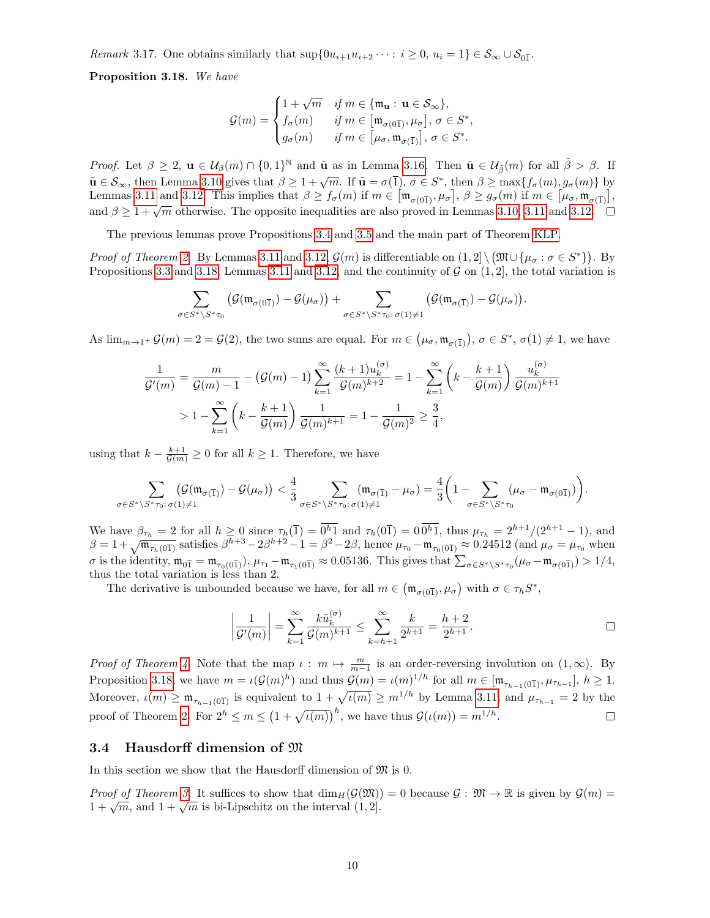*Remark* 3.17. One obtains similarly that $\sup\{0u_{i+1}u_{i+2}\cdots : i \ge 0,\, u_i = 1\} \in \mathcal{S}_\infty \cup \mathcal{S}_{0\overline{1}}$.

**Proposition 3.18.** *We have*

$$\mathcal{G}(m) = \begin{cases} 1+\sqrt{m} & \text{if } m \in \{\mathfrak{m}_{\mathbf{u}} : \mathbf{u} \in \mathcal{S}_\infty\}, \\ f_\sigma(m) & \text{if } m \in \big[\mathfrak{m}_{\sigma(0\overline{1})}, \mu_\sigma\big],\ \sigma \in S^*, \\ g_\sigma(m) & \text{if } m \in \big[\mu_\sigma, \mathfrak{m}_{\sigma(\overline{1})}\big],\ \sigma \in S^*. \end{cases}$$

*Proof.* Let $\beta \ge 2$, $\mathbf{u} \in \mathcal{U}_\beta(m) \cap \{0,1\}^{\mathbb{N}}$ and $\tilde{\mathbf{u}}$ as in Lemma 3.16. Then $\tilde{\mathbf{u}} \in \mathcal{U}_{\tilde{\beta}}(m)$ for all $\tilde{\beta} > \beta$. If $\tilde{\mathbf{u}} \in \mathcal{S}_\infty$, then Lemma 3.10 gives that $\beta \ge 1+\sqrt{m}$. If $\tilde{\mathbf{u}} = \sigma(\overline{1})$, $\sigma \in S^*$, then $\beta \ge \max\{f_\sigma(m), g_\sigma(m)\}$ by Lemmas 3.11 and 3.12. This implies that $\beta \ge f_\sigma(m)$ if $m \in \big[\mathfrak{m}_{\sigma(0\overline{1})}, \mu_\sigma\big]$, $\beta \ge g_\sigma(m)$ if $m \in \big[\mu_\sigma, \mathfrak{m}_{\sigma(\overline{1})}\big]$, and $\beta \ge 1+\sqrt{m}$ otherwise. The opposite inequalities are also proved in Lemmas 3.10, 3.11 and 3.12. $\square$

The previous lemmas prove Propositions 3.4 and 3.5 and the main part of Theorem KLP.

*Proof of Theorem 2.* By Lemmas 3.11 and 3.12, $\mathcal{G}(m)$ is differentiable on $(1,2] \setminus \big(\mathfrak{M} \cup \{\mu_\sigma : \sigma \in S^*\}\big)$. By Propositions 3.3 and 3.18, Lemmas 3.11 and 3.12, and the continuity of $\mathcal{G}$ on $(1,2]$, the total variation is

$$\sum_{\sigma \in S^* \setminus S^*\tau_0} \big(\mathcal{G}(\mathfrak{m}_{\sigma(0\overline{1})}) - \mathcal{G}(\mu_\sigma)\big) + \sum_{\sigma \in S^* \setminus S^*\tau_0 :\, \sigma(1) \ne 1} \big(\mathcal{G}(\mathfrak{m}_{\sigma(\overline{1})}) - \mathcal{G}(\mu_\sigma)\big).$$

As $\lim_{m \to 1^+} \mathcal{G}(m) = 2 = \mathcal{G}(2)$, the two sums are equal. For $m \in \big(\mu_\sigma, \mathfrak{m}_{\sigma(\overline{1})}\big)$, $\sigma \in S^*$, $\sigma(1) \ne 1$, we have

$$\begin{aligned} \frac{1}{\mathcal{G}'(m)} &= \frac{m}{\mathcal{G}(m)-1} - \big(\mathcal{G}(m)-1\big) \sum_{k=1}^\infty \frac{(k+1)u_k^{(\sigma)}}{\mathcal{G}(m)^{k+2}} = 1 - \sum_{k=1}^\infty \left(k - \frac{k+1}{\mathcal{G}(m)}\right) \frac{u_k^{(\sigma)}}{\mathcal{G}(m)^{k+1}} \\ &> 1 - \sum_{k=1}^\infty \left(k - \frac{k+1}{\mathcal{G}(m)}\right) \frac{1}{\mathcal{G}(m)^{k+1}} = 1 - \frac{1}{\mathcal{G}(m)^2} \ge \frac{3}{4}, \end{aligned}$$

using that $k - \frac{k+1}{\mathcal{G}(m)} \ge 0$ for all $k \ge 1$. Therefore, we have

$$\sum_{\sigma \in S^* \setminus S^*\tau_0 :\, \sigma(1) \ne 1} \big(\mathcal{G}(\mathfrak{m}_{\sigma(\overline{1})}) - \mathcal{G}(\mu_\sigma)\big) < \frac{4}{3} \sum_{\sigma \in S^* \setminus S^*\tau_0 :\, \sigma(1) \ne 1} (\mathfrak{m}_{\sigma(\overline{1})} - \mu_\sigma) = \frac{4}{3}\bigg(1 - \sum_{\sigma \in S^* \setminus S^*\tau_0} (\mu_\sigma - \mathfrak{m}_{\sigma(0\overline{1})})\bigg).$$

We have $\beta_{\tau_h} = 2$ for all $h \ge 0$ since $\tau_h(\overline{1}) = \overline{0^h1}$ and $\tau_h(0\overline{1}) = 0\,\overline{0^h1}$, thus $\mu_{\tau_h} = 2^{h+1}/(2^{h+1}-1)$, and $\beta = 1+\sqrt{\mathfrak{m}_{\tau_h(0\overline{1})}}$ satisfies $\beta^{h+3} - 2\beta^{h+2} - 1 = \beta^2 - 2\beta$, hence $\mu_{\tau_0} - \mathfrak{m}_{\tau_0(0\overline{1})} \approx 0.24512$ (and $\mu_\sigma = \mu_{\tau_0}$ when $\sigma$ is the identity, $\mathfrak{m}_{0\overline{1}} = \mathfrak{m}_{\tau_0(0\overline{1})}$), $\mu_{\tau_1} - \mathfrak{m}_{\tau_1(0\overline{1})} \approx 0.05136$. This gives that $\sum_{\sigma \in S^* \setminus S^*\tau_0} (\mu_\sigma - \mathfrak{m}_{\sigma(0\overline{1})}) > 1/4$, thus the total variation is less than 2.

The derivative is unbounded because we have, for all $m \in \big(\mathfrak{m}_{\sigma(0\overline{1})}, \mu_\sigma\big)$ with $\sigma \in \tau_h S^*$,

$$\left|\frac{1}{\mathcal{G}'(m)}\right| = \sum_{k=1}^\infty \frac{k\tilde{u}_k^{(\sigma)}}{\mathcal{G}(m)^{k+1}} \le \sum_{k=h+1}^\infty \frac{k}{2^{k+1}} = \frac{h+2}{2^{h+1}}. \qquad \square$$

*Proof of Theorem 4.* Note that the map $\iota : m \mapsto \frac{m}{m-1}$ is an order-reversing involution on $(1,\infty)$. By Proposition 3.18, we have $m = \iota(\mathcal{G}(m)^h)$ and thus $\mathcal{G}(m) = \iota(m)^{1/h}$ for all $m \in [\mathfrak{m}_{\tau_{h-1}(0\overline{1})}, \mu_{\tau_{h-1}}]$, $h \ge 1$. Moreover, $\iota(m) \ge \mathfrak{m}_{\tau_{h-1}(0\overline{1})}$ is equivalent to $1+\sqrt{\iota(m)} \ge m^{1/h}$ by Lemma 3.11, and $\mu_{\tau_{h-1}} = 2$ by the proof of Theorem 2. For $2^h \le m \le \big(1+\sqrt{\iota(m)}\big)^h$, we have thus $\mathcal{G}(\iota(m)) = m^{1/h}$. $\square$

## 3.4 Hausdorff dimension of $\mathfrak{M}$

In this section we show that the Hausdorff dimension of $\mathfrak{M}$ is 0.

*Proof of Theorem 3.* It suffices to show that $\dim_H(\mathcal{G}(\mathfrak{M})) = 0$ because $\mathcal{G} : \mathfrak{M} \to \mathbb{R}$ is given by $\mathcal{G}(m) = 1+\sqrt{m}$, and $1+\sqrt{m}$ is bi-Lipschitz on the interval $(1,2]$.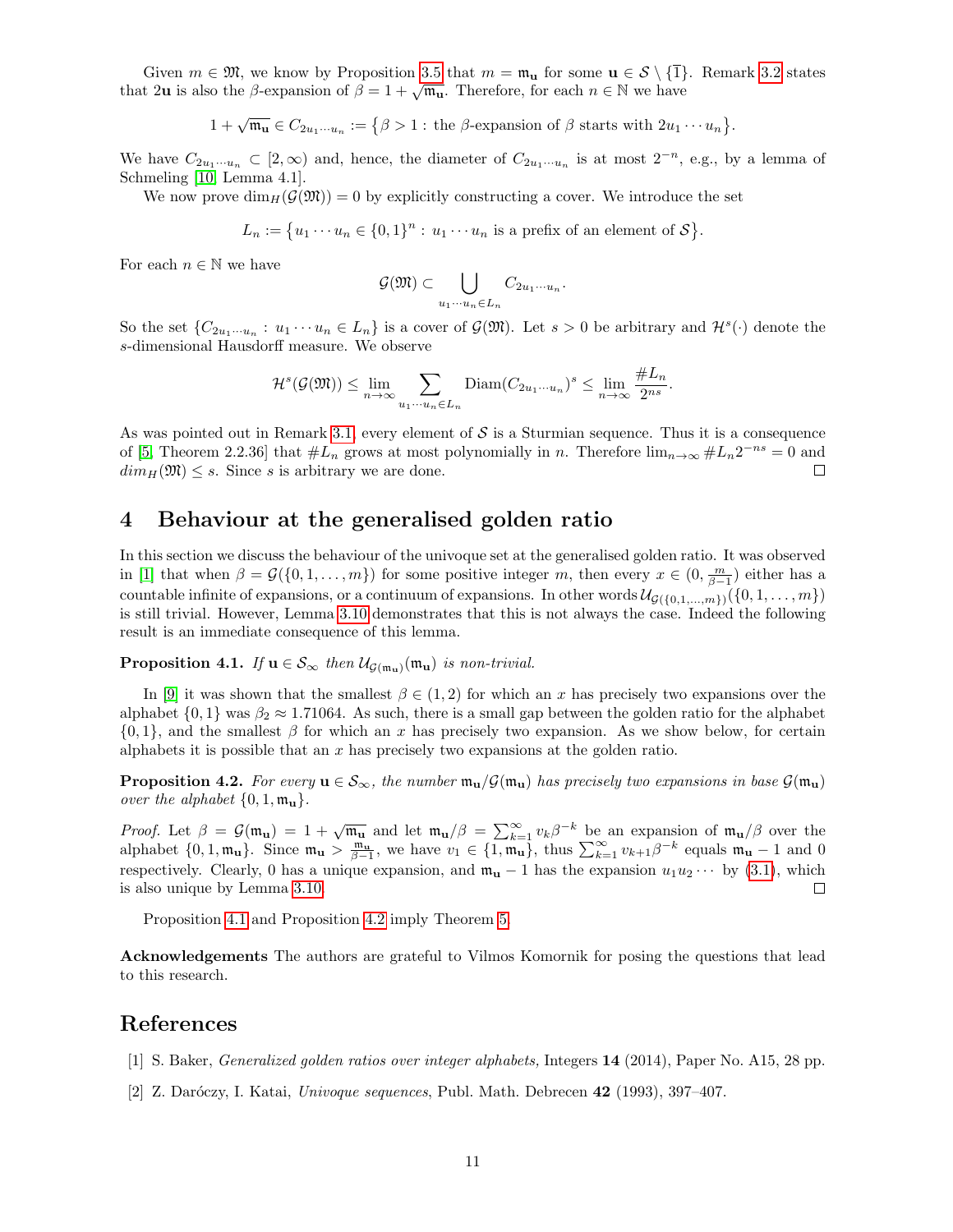Given $m \in \mathfrak{M}$, we know by Proposition 3.5 that $m = \mathfrak{m}_{\mathbf{u}}$ for some $\mathbf{u} \in \mathcal{S} \setminus \{\overline{1}\}$. Remark 3.2 states that $2\mathbf{u}$ is also the $\beta$-expansion of $\beta = 1 + \sqrt{\mathfrak{m}_{\mathbf{u}}}$. Therefore, for each $n \in \mathbb{N}$ we have

$$1 + \sqrt{\mathfrak{m}_{\mathbf{u}}} \in C_{2u_1\cdots u_n} := \{\beta > 1 : \text{the } \beta\text{-expansion of } \beta \text{ starts with } 2u_1 \cdots u_n\}.$$

We have $C_{2u_1\cdots u_n} \subset [2, \infty)$ and, hence, the diameter of $C_{2u_1\cdots u_n}$ is at most $2^{-n}$, e.g., by a lemma of Schmeling [10, Lemma 4.1].

We now prove $\dim_H(\mathcal{G}(\mathfrak{M})) = 0$ by explicitly constructing a cover. We introduce the set

$$L_n := \{u_1 \cdots u_n \in \{0,1\}^n : u_1 \cdots u_n \text{ is a prefix of an element of } \mathcal{S}\}.$$

For each $n \in \mathbb{N}$ we have

$$\mathcal{G}(\mathfrak{M}) \subset \bigcup_{u_1\cdots u_n \in L_n} C_{2u_1\cdots u_n}.$$

So the set $\{C_{2u_1\cdots u_n} : u_1 \cdots u_n \in L_n\}$ is a cover of $\mathcal{G}(\mathfrak{M})$. Let $s > 0$ be arbitrary and $\mathcal{H}^s(\cdot)$ denote the $s$-dimensional Hausdorff measure. We observe

$$\mathcal{H}^s(\mathcal{G}(\mathfrak{M})) \leq \lim_{n\to\infty} \sum_{u_1\cdots u_n \in L_n} \mathrm{Diam}(C_{2u_1\cdots u_n})^s \leq \lim_{n\to\infty} \frac{\# L_n}{2^{ns}}.$$

As was pointed out in Remark 3.1, every element of $\mathcal{S}$ is a Sturmian sequence. Thus it is a consequence of [5, Theorem 2.2.36] that $\# L_n$ grows at most polynomially in $n$. Therefore $\lim_{n\to\infty} \# L_n 2^{-ns} = 0$ and $dim_H(\mathfrak{M}) \leq s$. Since $s$ is arbitrary we are done. $\square$

# 4 Behaviour at the generalised golden ratio

In this section we discuss the behaviour of the univoque set at the generalised golden ratio. It was observed in [1] that when $\beta = \mathcal{G}(\{0, 1, \ldots, m\})$ for some positive integer $m$, then every $x \in (0, \frac{m}{\beta-1})$ either has a countable infinite of expansions, or a continuum of expansions. In other words $\mathcal{U}_{\mathcal{G}(\{0,1,\ldots,m\})}(\{0, 1, \ldots, m\})$ is still trivial. However, Lemma 3.10 demonstrates that this is not always the case. Indeed the following result is an immediate consequence of this lemma.

**Proposition 4.1.** *If $\mathbf{u} \in \mathcal{S}_\infty$ then $\mathcal{U}_{\mathcal{G}(\mathfrak{m}_{\mathbf{u}})}(\mathfrak{m}_{\mathbf{u}})$ is non-trivial.*

In [9] it was shown that the smallest $\beta \in (1, 2)$ for which an $x$ has precisely two expansions over the alphabet $\{0, 1\}$ was $\beta_2 \approx 1.71064$. As such, there is a small gap between the golden ratio for the alphabet $\{0, 1\}$, and the smallest $\beta$ for which an $x$ has precisely two expansion. As we show below, for certain alphabets it is possible that an $x$ has precisely two expansions at the golden ratio.

**Proposition 4.2.** *For every $\mathbf{u} \in \mathcal{S}_\infty$, the number $\mathfrak{m}_{\mathbf{u}}/\mathcal{G}(\mathfrak{m}_{\mathbf{u}})$ has precisely two expansions in base $\mathcal{G}(\mathfrak{m}_{\mathbf{u}})$ over the alphabet $\{0, 1, \mathfrak{m}_{\mathbf{u}}\}$.*

*Proof.* Let $\beta = \mathcal{G}(\mathfrak{m}_{\mathbf{u}}) = 1 + \sqrt{\mathfrak{m}_{\mathbf{u}}}$ and let $\mathfrak{m}_{\mathbf{u}}/\beta = \sum_{k=1}^\infty v_k \beta^{-k}$ be an expansion of $\mathfrak{m}_{\mathbf{u}}/\beta$ over the alphabet $\{0, 1, \mathfrak{m}_{\mathbf{u}}\}$. Since $\mathfrak{m}_{\mathbf{u}} > \frac{\mathfrak{m}_{\mathbf{u}}}{\beta-1}$, we have $v_1 \in \{1, \mathfrak{m}_{\mathbf{u}}\}$, thus $\sum_{k=1}^\infty v_{k+1}\beta^{-k}$ equals $\mathfrak{m}_{\mathbf{u}} - 1$ and 0 respectively. Clearly, 0 has a unique expansion, and $\mathfrak{m}_{\mathbf{u}} - 1$ has the expansion $u_1 u_2 \cdots$ by (3.1), which is also unique by Lemma 3.10. $\square$

Proposition 4.1 and Proposition 4.2 imply Theorem 5.

**Acknowledgements** The authors are grateful to Vilmos Komornik for posing the questions that lead to this research.

# References

[1] S. Baker, *Generalized golden ratios over integer alphabets,* Integers **14** (2014), Paper No. A15, 28 pp.

[2] Z. Daróczy, I. Katai, *Univoque sequences*, Publ. Math. Debrecen **42** (1993), 397–407.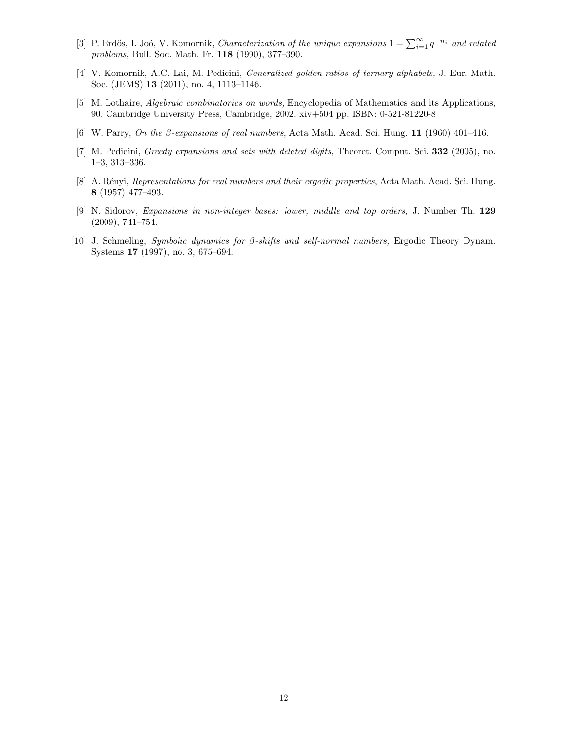[3] P. Erdős, I. Joó, V. Komornik, *Characterization of the unique expansions $1 = \sum_{i=1}^{\infty} q^{-n_i}$ and related problems*, Bull. Soc. Math. Fr. **118** (1990), 377–390.

[4] V. Komornik, A.C. Lai, M. Pedicini, *Generalized golden ratios of ternary alphabets,* J. Eur. Math. Soc. (JEMS) **13** (2011), no. 4, 1113–1146.

[5] M. Lothaire, *Algebraic combinatorics on words,* Encyclopedia of Mathematics and its Applications, 90. Cambridge University Press, Cambridge, 2002. xiv+504 pp. ISBN: 0-521-81220-8

[6] W. Parry, *On the $\beta$-expansions of real numbers*, Acta Math. Acad. Sci. Hung. **11** (1960) 401–416.

[7] M. Pedicini, *Greedy expansions and sets with deleted digits,* Theoret. Comput. Sci. **332** (2005), no. 1–3, 313–336.

[8] A. Rényi, *Representations for real numbers and their ergodic properties*, Acta Math. Acad. Sci. Hung. **8** (1957) 477–493.

[9] N. Sidorov, *Expansions in non-integer bases: lower, middle and top orders,* J. Number Th. **129** (2009), 741–754.

[10] J. Schmeling, *Symbolic dynamics for $\beta$-shifts and self-normal numbers,* Ergodic Theory Dynam. Systems **17** (1997), no. 3, 675–694.